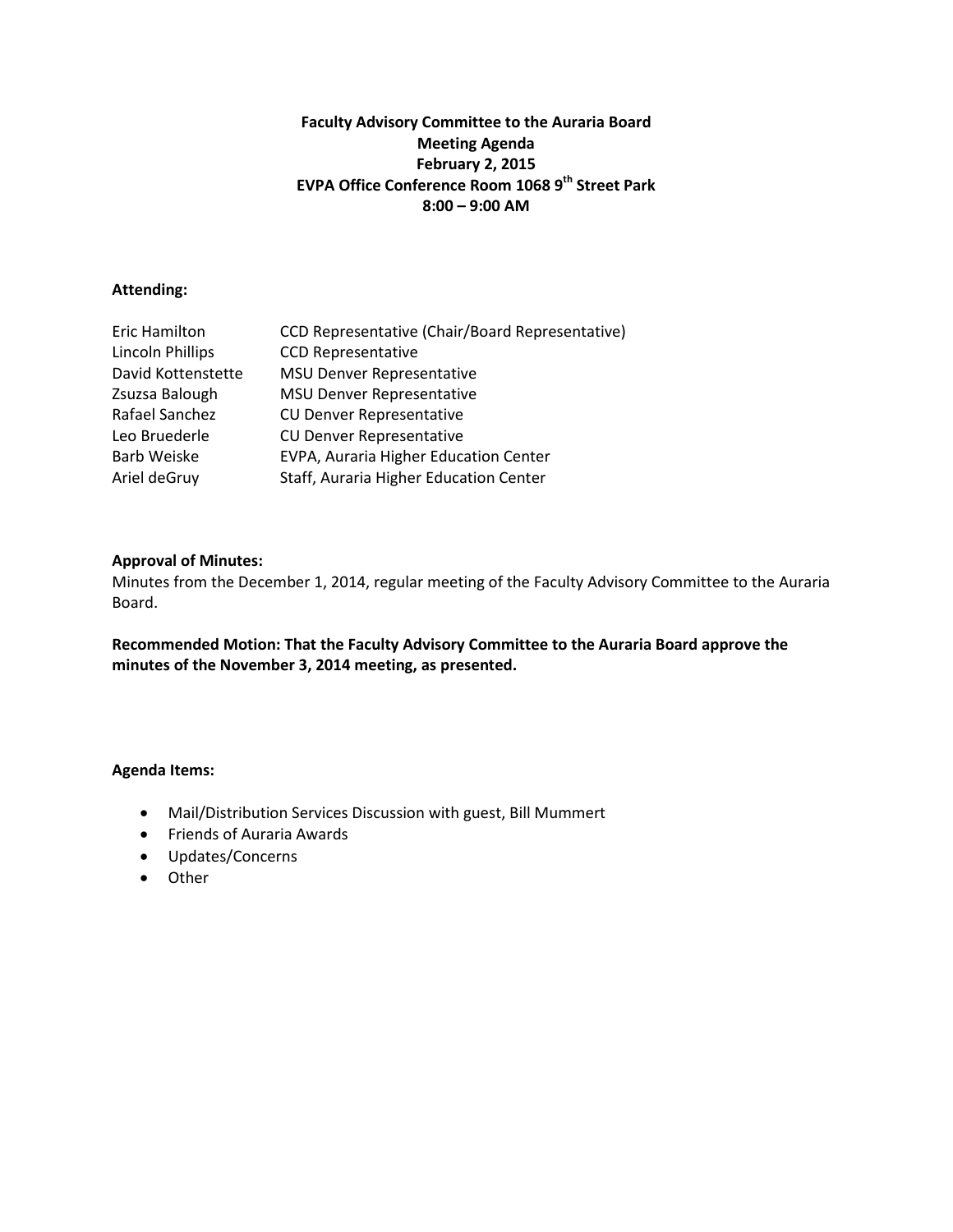**Faculty Advisory Committee to the Auraria Board**
**Meeting Agenda**
**February 2, 2015**
**EVPA Office Conference Room 1068 9th Street Park**
**8:00 – 9:00 AM**

**Attending:**

| | |
|---|---|
| Eric Hamilton | CCD Representative (Chair/Board Representative) |
| Lincoln Phillips | CCD Representative |
| David Kottenstette | MSU Denver Representative |
| Zsuzsa Balough | MSU Denver Representative |
| Rafael Sanchez | CU Denver Representative |
| Leo Bruederle | CU Denver Representative |
| Barb Weiske | EVPA, Auraria Higher Education Center |
| Ariel deGruy | Staff, Auraria Higher Education Center |

**Approval of Minutes:**
Minutes from the December 1, 2014, regular meeting of the Faculty Advisory Committee to the Auraria Board.

**Recommended Motion: That the Faculty Advisory Committee to the Auraria Board approve the minutes of the November 3, 2014 meeting, as presented.**

**Agenda Items:**

- Mail/Distribution Services Discussion with guest, Bill Mummert
- Friends of Auraria Awards
- Updates/Concerns
- Other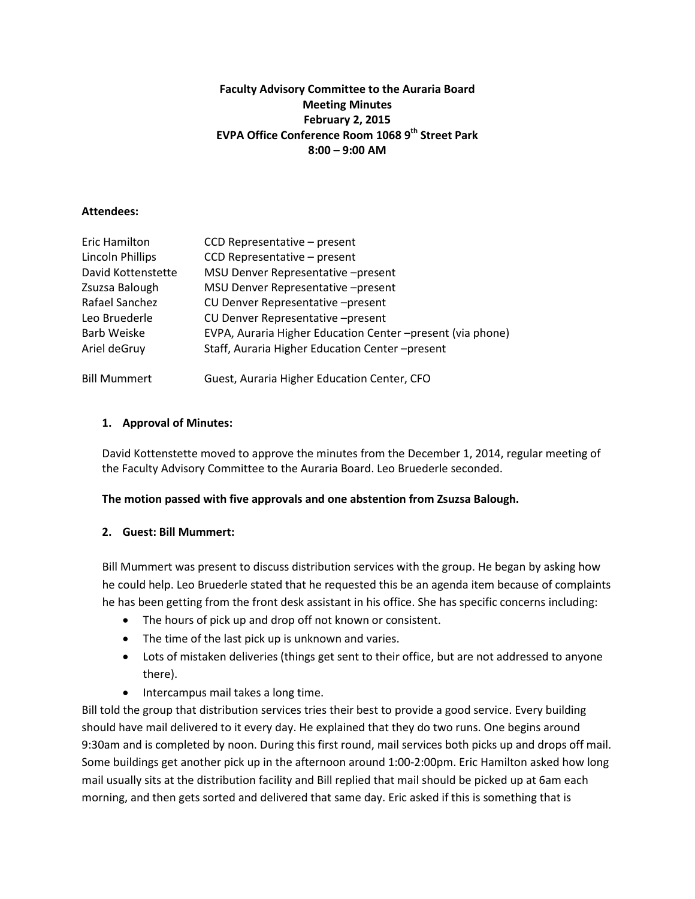**Faculty Advisory Committee to the Auraria Board**
**Meeting Minutes**
**February 2, 2015**
**EVPA Office Conference Room 1068 9th Street Park**
**8:00 – 9:00 AM**

**Attendees:**

| | |
|---|---|
| Eric Hamilton | CCD Representative – present |
| Lincoln Phillips | CCD Representative – present |
| David Kottenstette | MSU Denver Representative –present |
| Zsuzsa Balough | MSU Denver Representative –present |
| Rafael Sanchez | CU Denver Representative –present |
| Leo Bruederle | CU Denver Representative –present |
| Barb Weiske | EVPA, Auraria Higher Education Center –present (via phone) |
| Ariel deGruy | Staff, Auraria Higher Education Center –present |
| Bill Mummert | Guest, Auraria Higher Education Center, CFO |

**1. Approval of Minutes:**

David Kottenstette moved to approve the minutes from the December 1, 2014, regular meeting of the Faculty Advisory Committee to the Auraria Board. Leo Bruederle seconded.

**The motion passed with five approvals and one abstention from Zsuzsa Balough.**

**2. Guest: Bill Mummert:**

Bill Mummert was present to discuss distribution services with the group. He began by asking how he could help. Leo Bruederle stated that he requested this be an agenda item because of complaints he has been getting from the front desk assistant in his office. She has specific concerns including:

- The hours of pick up and drop off not known or consistent.
- The time of the last pick up is unknown and varies.
- Lots of mistaken deliveries (things get sent to their office, but are not addressed to anyone there).
- Intercampus mail takes a long time.

Bill told the group that distribution services tries their best to provide a good service. Every building should have mail delivered to it every day. He explained that they do two runs. One begins around 9:30am and is completed by noon. During this first round, mail services both picks up and drops off mail. Some buildings get another pick up in the afternoon around 1:00-2:00pm. Eric Hamilton asked how long mail usually sits at the distribution facility and Bill replied that mail should be picked up at 6am each morning, and then gets sorted and delivered that same day. Eric asked if this is something that is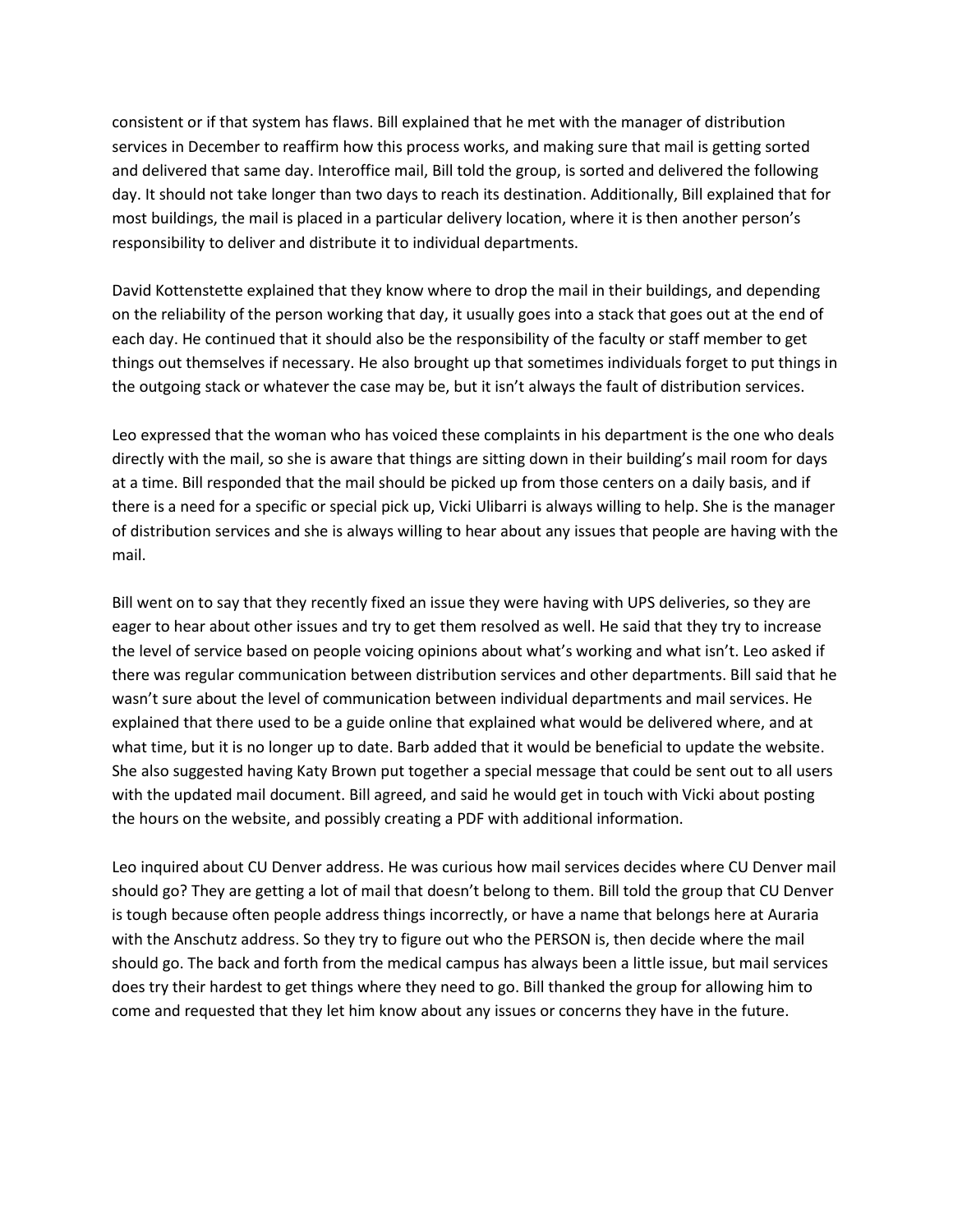consistent or if that system has flaws. Bill explained that he met with the manager of distribution services in December to reaffirm how this process works, and making sure that mail is getting sorted and delivered that same day. Interoffice mail, Bill told the group, is sorted and delivered the following day. It should not take longer than two days to reach its destination. Additionally, Bill explained that for most buildings, the mail is placed in a particular delivery location, where it is then another person's responsibility to deliver and distribute it to individual departments.

David Kottenstette explained that they know where to drop the mail in their buildings, and depending on the reliability of the person working that day, it usually goes into a stack that goes out at the end of each day. He continued that it should also be the responsibility of the faculty or staff member to get things out themselves if necessary. He also brought up that sometimes individuals forget to put things in the outgoing stack or whatever the case may be, but it isn't always the fault of distribution services.

Leo expressed that the woman who has voiced these complaints in his department is the one who deals directly with the mail, so she is aware that things are sitting down in their building's mail room for days at a time. Bill responded that the mail should be picked up from those centers on a daily basis, and if there is a need for a specific or special pick up, Vicki Ulibarri is always willing to help. She is the manager of distribution services and she is always willing to hear about any issues that people are having with the mail.

Bill went on to say that they recently fixed an issue they were having with UPS deliveries, so they are eager to hear about other issues and try to get them resolved as well. He said that they try to increase the level of service based on people voicing opinions about what's working and what isn't. Leo asked if there was regular communication between distribution services and other departments. Bill said that he wasn't sure about the level of communication between individual departments and mail services. He explained that there used to be a guide online that explained what would be delivered where, and at what time, but it is no longer up to date. Barb added that it would be beneficial to update the website. She also suggested having Katy Brown put together a special message that could be sent out to all users with the updated mail document. Bill agreed, and said he would get in touch with Vicki about posting the hours on the website, and possibly creating a PDF with additional information.

Leo inquired about CU Denver address. He was curious how mail services decides where CU Denver mail should go? They are getting a lot of mail that doesn't belong to them. Bill told the group that CU Denver is tough because often people address things incorrectly, or have a name that belongs here at Auraria with the Anschutz address. So they try to figure out who the PERSON is, then decide where the mail should go. The back and forth from the medical campus has always been a little issue, but mail services does try their hardest to get things where they need to go. Bill thanked the group for allowing him to come and requested that they let him know about any issues or concerns they have in the future.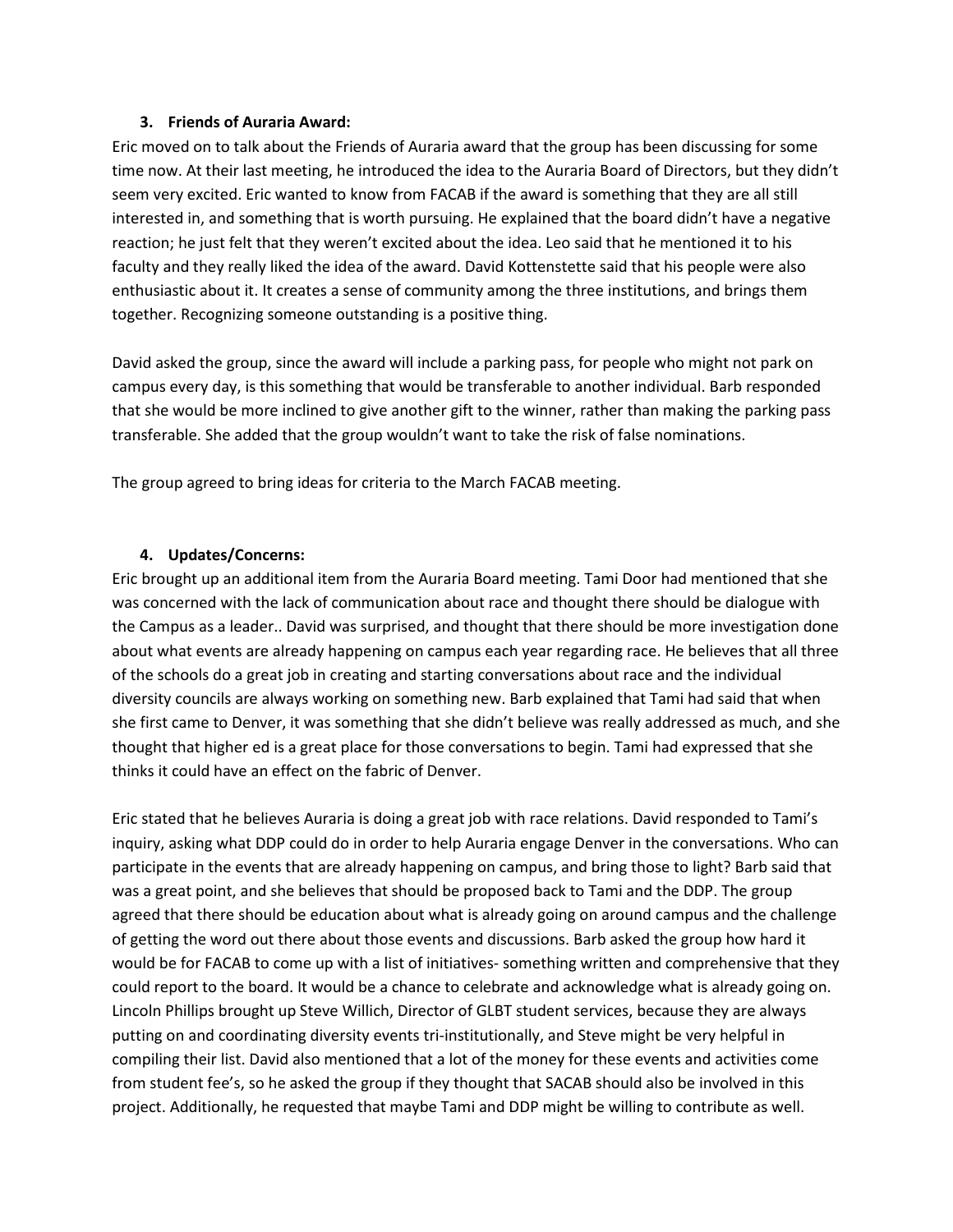### 3. Friends of Auraria Award:

Eric moved on to talk about the Friends of Auraria award that the group has been discussing for some time now. At their last meeting, he introduced the idea to the Auraria Board of Directors, but they didn't seem very excited. Eric wanted to know from FACAB if the award is something that they are all still interested in, and something that is worth pursuing. He explained that the board didn't have a negative reaction; he just felt that they weren't excited about the idea. Leo said that he mentioned it to his faculty and they really liked the idea of the award. David Kottenstette said that his people were also enthusiastic about it. It creates a sense of community among the three institutions, and brings them together. Recognizing someone outstanding is a positive thing.

David asked the group, since the award will include a parking pass, for people who might not park on campus every day, is this something that would be transferable to another individual. Barb responded that she would be more inclined to give another gift to the winner, rather than making the parking pass transferable. She added that the group wouldn't want to take the risk of false nominations.

The group agreed to bring ideas for criteria to the March FACAB meeting.

### 4. Updates/Concerns:

Eric brought up an additional item from the Auraria Board meeting. Tami Door had mentioned that she was concerned with the lack of communication about race and thought there should be dialogue with the Campus as a leader.. David was surprised, and thought that there should be more investigation done about what events are already happening on campus each year regarding race. He believes that all three of the schools do a great job in creating and starting conversations about race and the individual diversity councils are always working on something new. Barb explained that Tami had said that when she first came to Denver, it was something that she didn't believe was really addressed as much, and she thought that higher ed is a great place for those conversations to begin. Tami had expressed that she thinks it could have an effect on the fabric of Denver.

Eric stated that he believes Auraria is doing a great job with race relations. David responded to Tami's inquiry, asking what DDP could do in order to help Auraria engage Denver in the conversations. Who can participate in the events that are already happening on campus, and bring those to light? Barb said that was a great point, and she believes that should be proposed back to Tami and the DDP. The group agreed that there should be education about what is already going on around campus and the challenge of getting the word out there about those events and discussions. Barb asked the group how hard it would be for FACAB to come up with a list of initiatives- something written and comprehensive that they could report to the board. It would be a chance to celebrate and acknowledge what is already going on. Lincoln Phillips brought up Steve Willich, Director of GLBT student services, because they are always putting on and coordinating diversity events tri-institutionally, and Steve might be very helpful in compiling their list. David also mentioned that a lot of the money for these events and activities come from student fee's, so he asked the group if they thought that SACAB should also be involved in this project. Additionally, he requested that maybe Tami and DDP might be willing to contribute as well.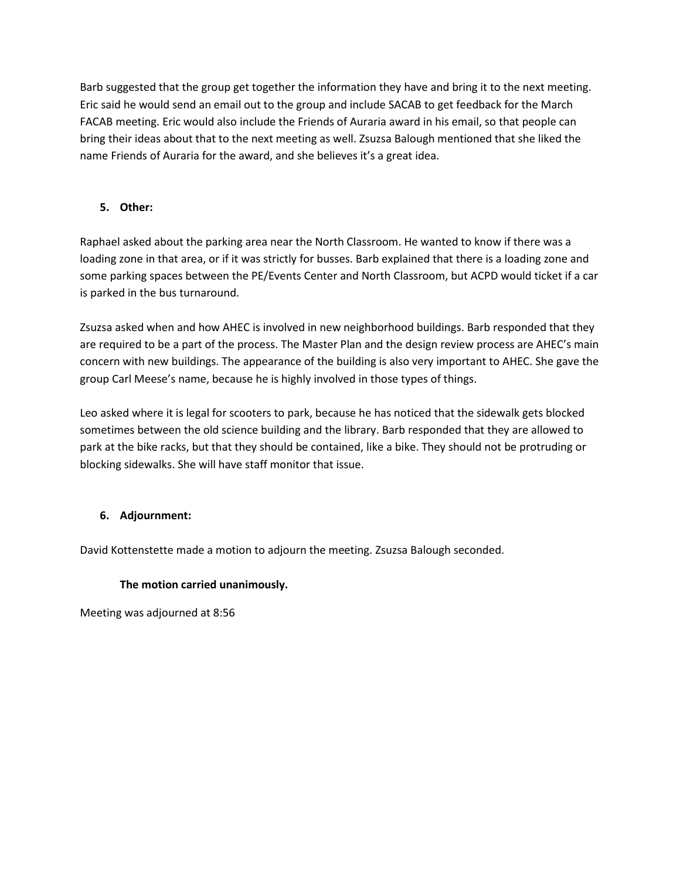Barb suggested that the group get together the information they have and bring it to the next meeting. Eric said he would send an email out to the group and include SACAB to get feedback for the March FACAB meeting. Eric would also include the Friends of Auraria award in his email, so that people can bring their ideas about that to the next meeting as well. Zsuzsa Balough mentioned that she liked the name Friends of Auraria for the award, and she believes it's a great idea.

5. **Other:**

Raphael asked about the parking area near the North Classroom. He wanted to know if there was a loading zone in that area, or if it was strictly for busses. Barb explained that there is a loading zone and some parking spaces between the PE/Events Center and North Classroom, but ACPD would ticket if a car is parked in the bus turnaround.

Zsuzsa asked when and how AHEC is involved in new neighborhood buildings. Barb responded that they are required to be a part of the process. The Master Plan and the design review process are AHEC's main concern with new buildings. The appearance of the building is also very important to AHEC. She gave the group Carl Meese's name, because he is highly involved in those types of things.

Leo asked where it is legal for scooters to park, because he has noticed that the sidewalk gets blocked sometimes between the old science building and the library. Barb responded that they are allowed to park at the bike racks, but that they should be contained, like a bike. They should not be protruding or blocking sidewalks. She will have staff monitor that issue.

6. **Adjournment:**

David Kottenstette made a motion to adjourn the meeting. Zsuzsa Balough seconded.

**The motion carried unanimously.**

Meeting was adjourned at 8:56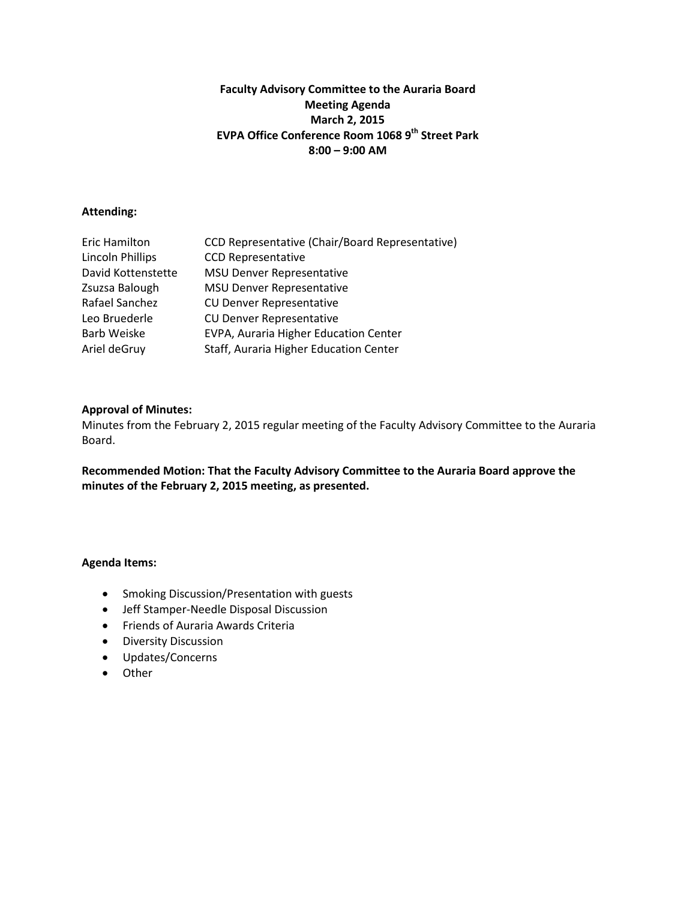**Faculty Advisory Committee to the Auraria Board**
**Meeting Agenda**
**March 2, 2015**
**EVPA Office Conference Room 1068 9th Street Park**
**8:00 – 9:00 AM**

**Attending:**

| | |
|---|---|
| Eric Hamilton | CCD Representative (Chair/Board Representative) |
| Lincoln Phillips | CCD Representative |
| David Kottenstette | MSU Denver Representative |
| Zsuzsa Balough | MSU Denver Representative |
| Rafael Sanchez | CU Denver Representative |
| Leo Bruederle | CU Denver Representative |
| Barb Weiske | EVPA, Auraria Higher Education Center |
| Ariel deGruy | Staff, Auraria Higher Education Center |

**Approval of Minutes:**
Minutes from the February 2, 2015 regular meeting of the Faculty Advisory Committee to the Auraria Board.

**Recommended Motion: That the Faculty Advisory Committee to the Auraria Board approve the minutes of the February 2, 2015 meeting, as presented.**

**Agenda Items:**

- Smoking Discussion/Presentation with guests
- Jeff Stamper-Needle Disposal Discussion
- Friends of Auraria Awards Criteria
- Diversity Discussion
- Updates/Concerns
- Other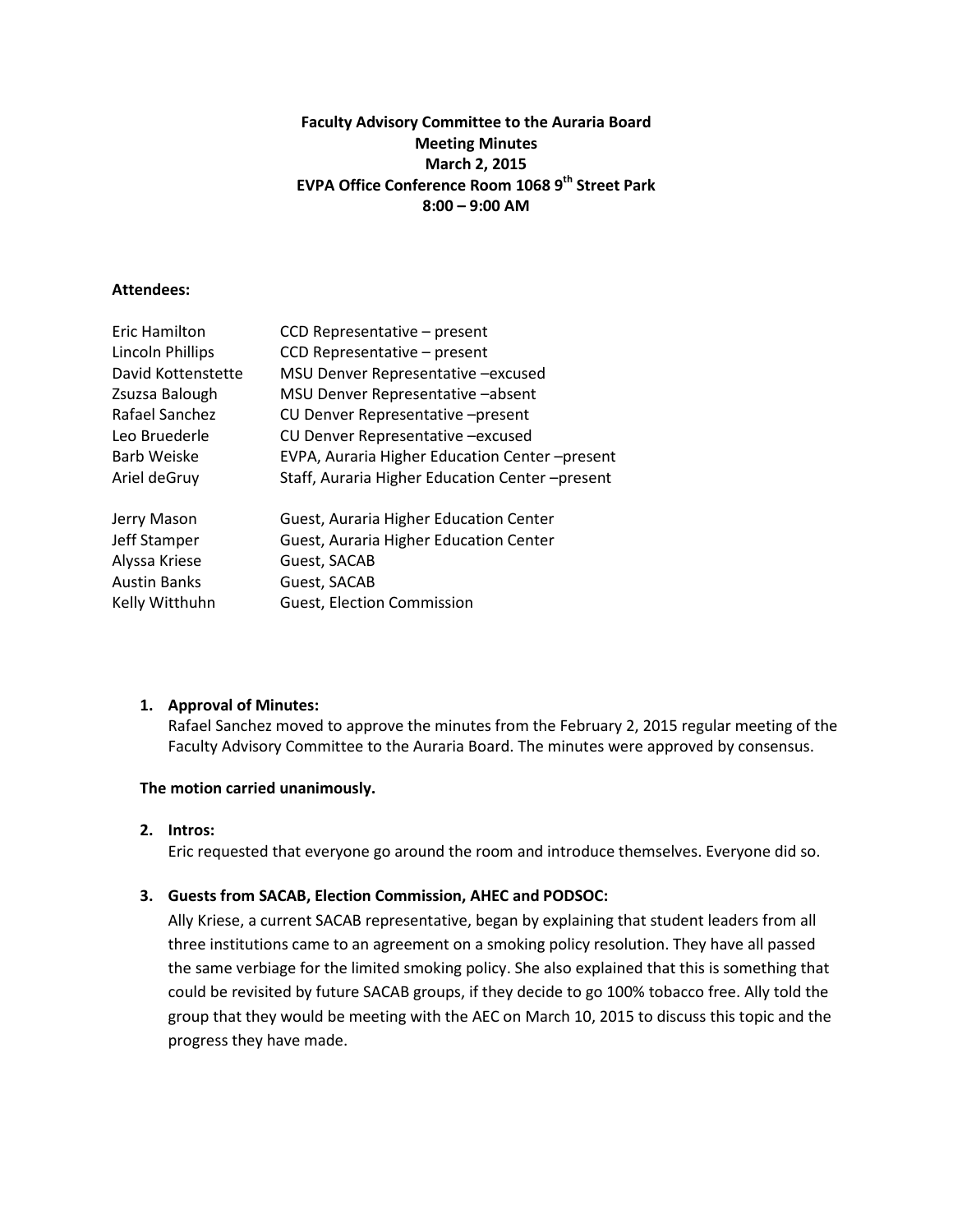**Faculty Advisory Committee to the Auraria Board**
**Meeting Minutes**
**March 2, 2015**
**EVPA Office Conference Room 1068 9th Street Park**
**8:00 – 9:00 AM**

**Attendees:**

| | |
|---|---|
| Eric Hamilton | CCD Representative – present |
| Lincoln Phillips | CCD Representative – present |
| David Kottenstette | MSU Denver Representative –excused |
| Zsuzsa Balough | MSU Denver Representative –absent |
| Rafael Sanchez | CU Denver Representative –present |
| Leo Bruederle | CU Denver Representative –excused |
| Barb Weiske | EVPA, Auraria Higher Education Center –present |
| Ariel deGruy | Staff, Auraria Higher Education Center –present |
| Jerry Mason | Guest, Auraria Higher Education Center |
| Jeff Stamper | Guest, Auraria Higher Education Center |
| Alyssa Kriese | Guest, SACAB |
| Austin Banks | Guest, SACAB |
| Kelly Witthuhn | Guest, Election Commission |

1. **Approval of Minutes:**
   Rafael Sanchez moved to approve the minutes from the February 2, 2015 regular meeting of the Faculty Advisory Committee to the Auraria Board. The minutes were approved by consensus.

**The motion carried unanimously.**

2. **Intros:**
   Eric requested that everyone go around the room and introduce themselves. Everyone did so.

3. **Guests from SACAB, Election Commission, AHEC and PODSOC:**
   Ally Kriese, a current SACAB representative, began by explaining that student leaders from all three institutions came to an agreement on a smoking policy resolution. They have all passed the same verbiage for the limited smoking policy. She also explained that this is something that could be revisited by future SACAB groups, if they decide to go 100% tobacco free. Ally told the group that they would be meeting with the AEC on March 10, 2015 to discuss this topic and the progress they have made.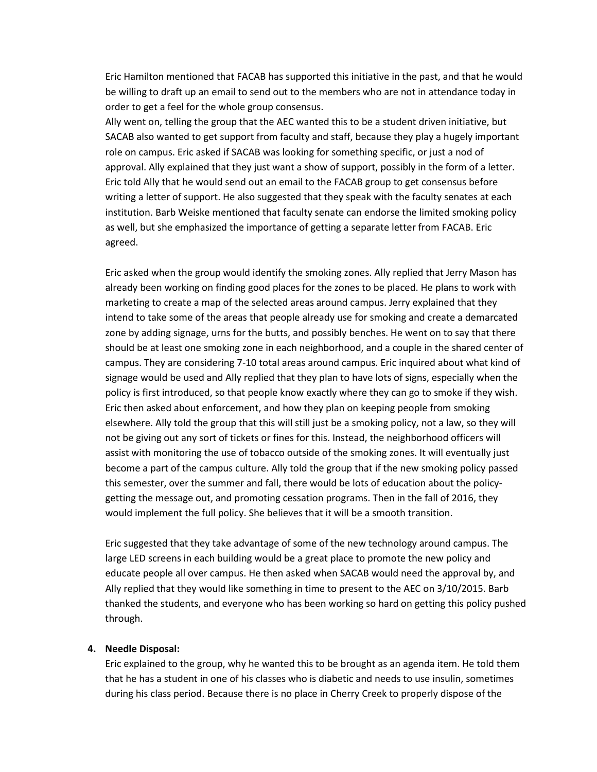Eric Hamilton mentioned that FACAB has supported this initiative in the past, and that he would be willing to draft up an email to send out to the members who are not in attendance today in order to get a feel for the whole group consensus.
Ally went on, telling the group that the AEC wanted this to be a student driven initiative, but SACAB also wanted to get support from faculty and staff, because they play a hugely important role on campus. Eric asked if SACAB was looking for something specific, or just a nod of approval. Ally explained that they just want a show of support, possibly in the form of a letter. Eric told Ally that he would send out an email to the FACAB group to get consensus before writing a letter of support. He also suggested that they speak with the faculty senates at each institution. Barb Weiske mentioned that faculty senate can endorse the limited smoking policy as well, but she emphasized the importance of getting a separate letter from FACAB. Eric agreed.

Eric asked when the group would identify the smoking zones. Ally replied that Jerry Mason has already been working on finding good places for the zones to be placed. He plans to work with marketing to create a map of the selected areas around campus. Jerry explained that they intend to take some of the areas that people already use for smoking and create a demarcated zone by adding signage, urns for the butts, and possibly benches. He went on to say that there should be at least one smoking zone in each neighborhood, and a couple in the shared center of campus. They are considering 7-10 total areas around campus. Eric inquired about what kind of signage would be used and Ally replied that they plan to have lots of signs, especially when the policy is first introduced, so that people know exactly where they can go to smoke if they wish. Eric then asked about enforcement, and how they plan on keeping people from smoking elsewhere. Ally told the group that this will still just be a smoking policy, not a law, so they will not be giving out any sort of tickets or fines for this. Instead, the neighborhood officers will assist with monitoring the use of tobacco outside of the smoking zones. It will eventually just become a part of the campus culture. Ally told the group that if the new smoking policy passed this semester, over the summer and fall, there would be lots of education about the policy- getting the message out, and promoting cessation programs. Then in the fall of 2016, they would implement the full policy. She believes that it will be a smooth transition.

Eric suggested that they take advantage of some of the new technology around campus. The large LED screens in each building would be a great place to promote the new policy and educate people all over campus. He then asked when SACAB would need the approval by, and Ally replied that they would like something in time to present to the AEC on 3/10/2015. Barb thanked the students, and everyone who has been working so hard on getting this policy pushed through.

4. **Needle Disposal:**
Eric explained to the group, why he wanted this to be brought as an agenda item. He told them that he has a student in one of his classes who is diabetic and needs to use insulin, sometimes during his class period. Because there is no place in Cherry Creek to properly dispose of the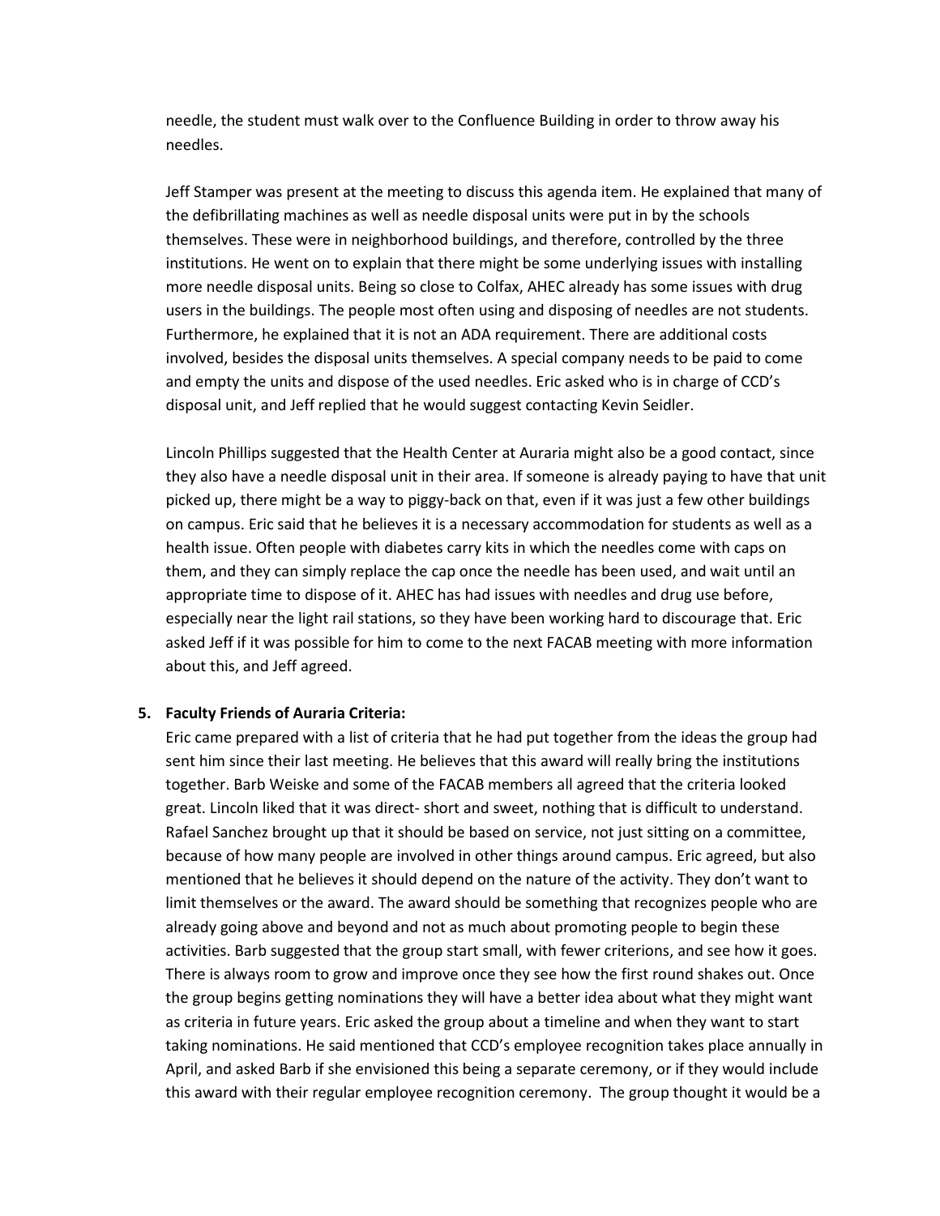needle, the student must walk over to the Confluence Building in order to throw away his needles.

Jeff Stamper was present at the meeting to discuss this agenda item. He explained that many of the defibrillating machines as well as needle disposal units were put in by the schools themselves. These were in neighborhood buildings, and therefore, controlled by the three institutions. He went on to explain that there might be some underlying issues with installing more needle disposal units. Being so close to Colfax, AHEC already has some issues with drug users in the buildings. The people most often using and disposing of needles are not students. Furthermore, he explained that it is not an ADA requirement. There are additional costs involved, besides the disposal units themselves. A special company needs to be paid to come and empty the units and dispose of the used needles. Eric asked who is in charge of CCD's disposal unit, and Jeff replied that he would suggest contacting Kevin Seidler.

Lincoln Phillips suggested that the Health Center at Auraria might also be a good contact, since they also have a needle disposal unit in their area. If someone is already paying to have that unit picked up, there might be a way to piggy-back on that, even if it was just a few other buildings on campus. Eric said that he believes it is a necessary accommodation for students as well as a health issue. Often people with diabetes carry kits in which the needles come with caps on them, and they can simply replace the cap once the needle has been used, and wait until an appropriate time to dispose of it. AHEC has had issues with needles and drug use before, especially near the light rail stations, so they have been working hard to discourage that. Eric asked Jeff if it was possible for him to come to the next FACAB meeting with more information about this, and Jeff agreed.

5. **Faculty Friends of Auraria Criteria:**
   Eric came prepared with a list of criteria that he had put together from the ideas the group had sent him since their last meeting. He believes that this award will really bring the institutions together. Barb Weiske and some of the FACAB members all agreed that the criteria looked great. Lincoln liked that it was direct- short and sweet, nothing that is difficult to understand. Rafael Sanchez brought up that it should be based on service, not just sitting on a committee, because of how many people are involved in other things around campus. Eric agreed, but also mentioned that he believes it should depend on the nature of the activity. They don't want to limit themselves or the award. The award should be something that recognizes people who are already going above and beyond and not as much about promoting people to begin these activities. Barb suggested that the group start small, with fewer criterions, and see how it goes. There is always room to grow and improve once they see how the first round shakes out. Once the group begins getting nominations they will have a better idea about what they might want as criteria in future years. Eric asked the group about a timeline and when they want to start taking nominations. He said mentioned that CCD's employee recognition takes place annually in April, and asked Barb if she envisioned this being a separate ceremony, or if they would include this award with their regular employee recognition ceremony. The group thought it would be a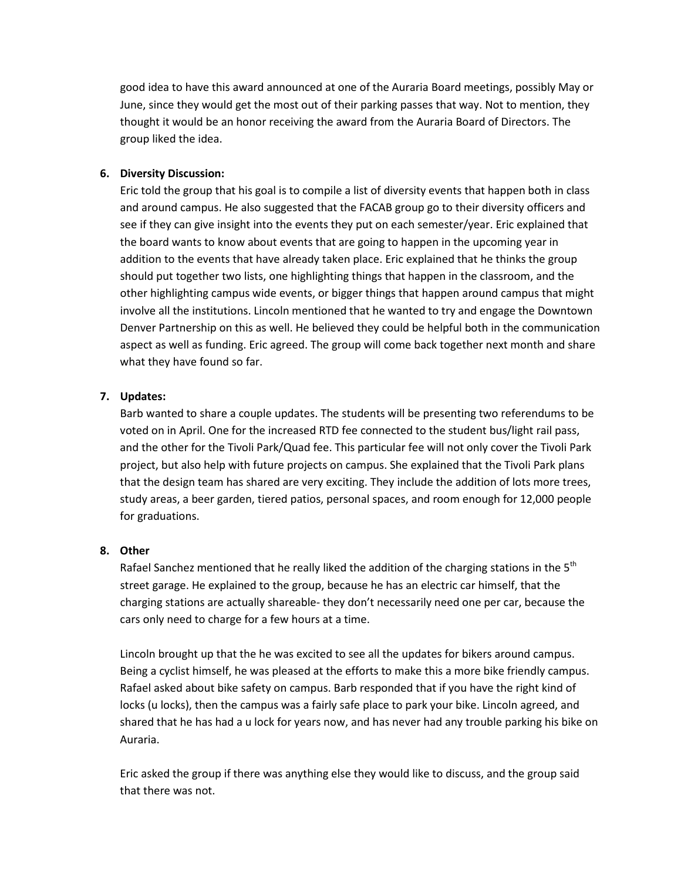good idea to have this award announced at one of the Auraria Board meetings, possibly May or June, since they would get the most out of their parking passes that way. Not to mention, they thought it would be an honor receiving the award from the Auraria Board of Directors. The group liked the idea.

6. **Diversity Discussion:**
   Eric told the group that his goal is to compile a list of diversity events that happen both in class and around campus. He also suggested that the FACAB group go to their diversity officers and see if they can give insight into the events they put on each semester/year. Eric explained that the board wants to know about events that are going to happen in the upcoming year in addition to the events that have already taken place. Eric explained that he thinks the group should put together two lists, one highlighting things that happen in the classroom, and the other highlighting campus wide events, or bigger things that happen around campus that might involve all the institutions. Lincoln mentioned that he wanted to try and engage the Downtown Denver Partnership on this as well. He believed they could be helpful both in the communication aspect as well as funding. Eric agreed. The group will come back together next month and share what they have found so far.

7. **Updates:**
   Barb wanted to share a couple updates. The students will be presenting two referendums to be voted on in April. One for the increased RTD fee connected to the student bus/light rail pass, and the other for the Tivoli Park/Quad fee. This particular fee will not only cover the Tivoli Park project, but also help with future projects on campus. She explained that the Tivoli Park plans that the design team has shared are very exciting. They include the addition of lots more trees, study areas, a beer garden, tiered patios, personal spaces, and room enough for 12,000 people for graduations.

8. **Other**
   Rafael Sanchez mentioned that he really liked the addition of the charging stations in the 5th street garage. He explained to the group, because he has an electric car himself, that the charging stations are actually shareable- they don't necessarily need one per car, because the cars only need to charge for a few hours at a time.

   Lincoln brought up that the he was excited to see all the updates for bikers around campus. Being a cyclist himself, he was pleased at the efforts to make this a more bike friendly campus. Rafael asked about bike safety on campus. Barb responded that if you have the right kind of locks (u locks), then the campus was a fairly safe place to park your bike. Lincoln agreed, and shared that he has had a u lock for years now, and has never had any trouble parking his bike on Auraria.

   Eric asked the group if there was anything else they would like to discuss, and the group said that there was not.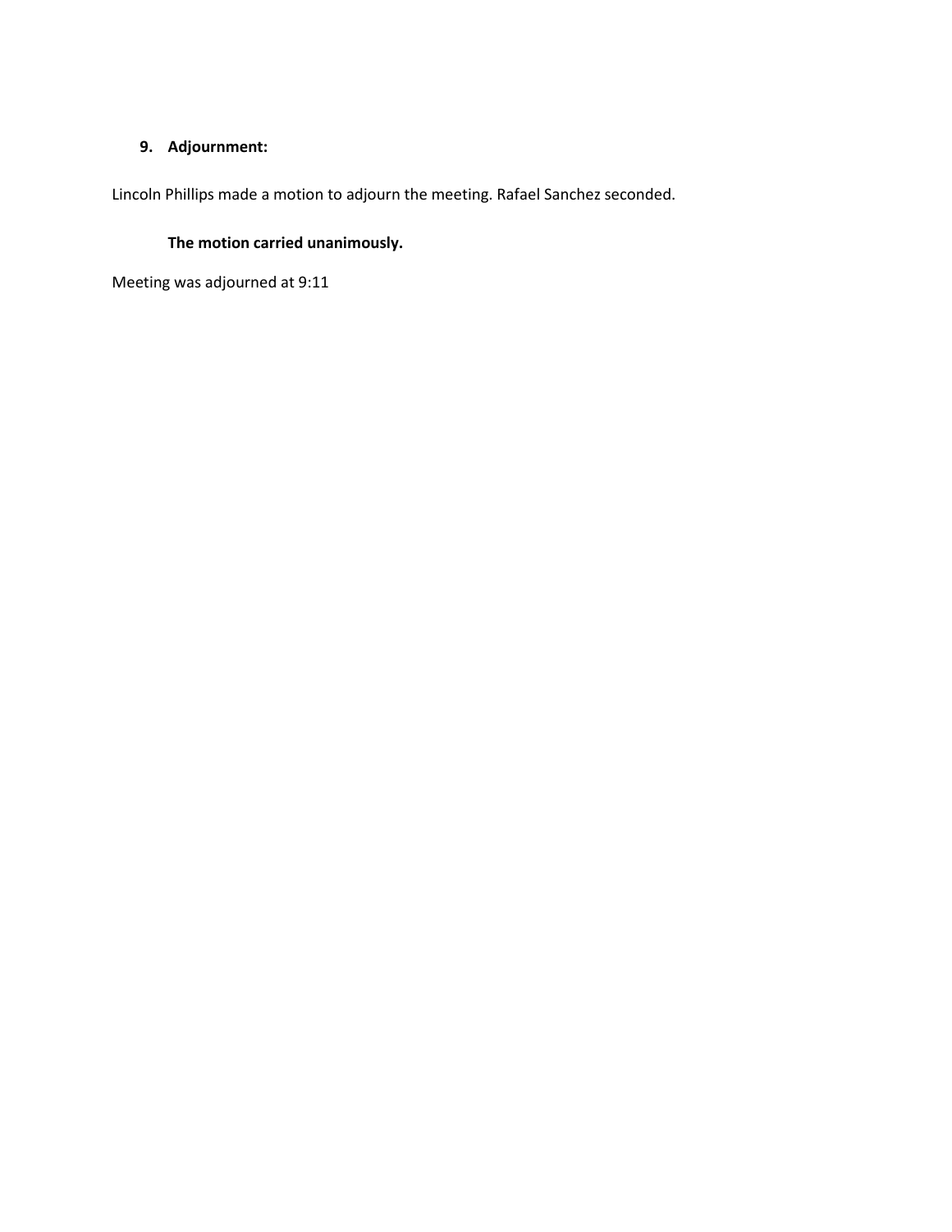### 9. Adjournment:

Lincoln Phillips made a motion to adjourn the meeting. Rafael Sanchez seconded.

**The motion carried unanimously.**

Meeting was adjourned at 9:11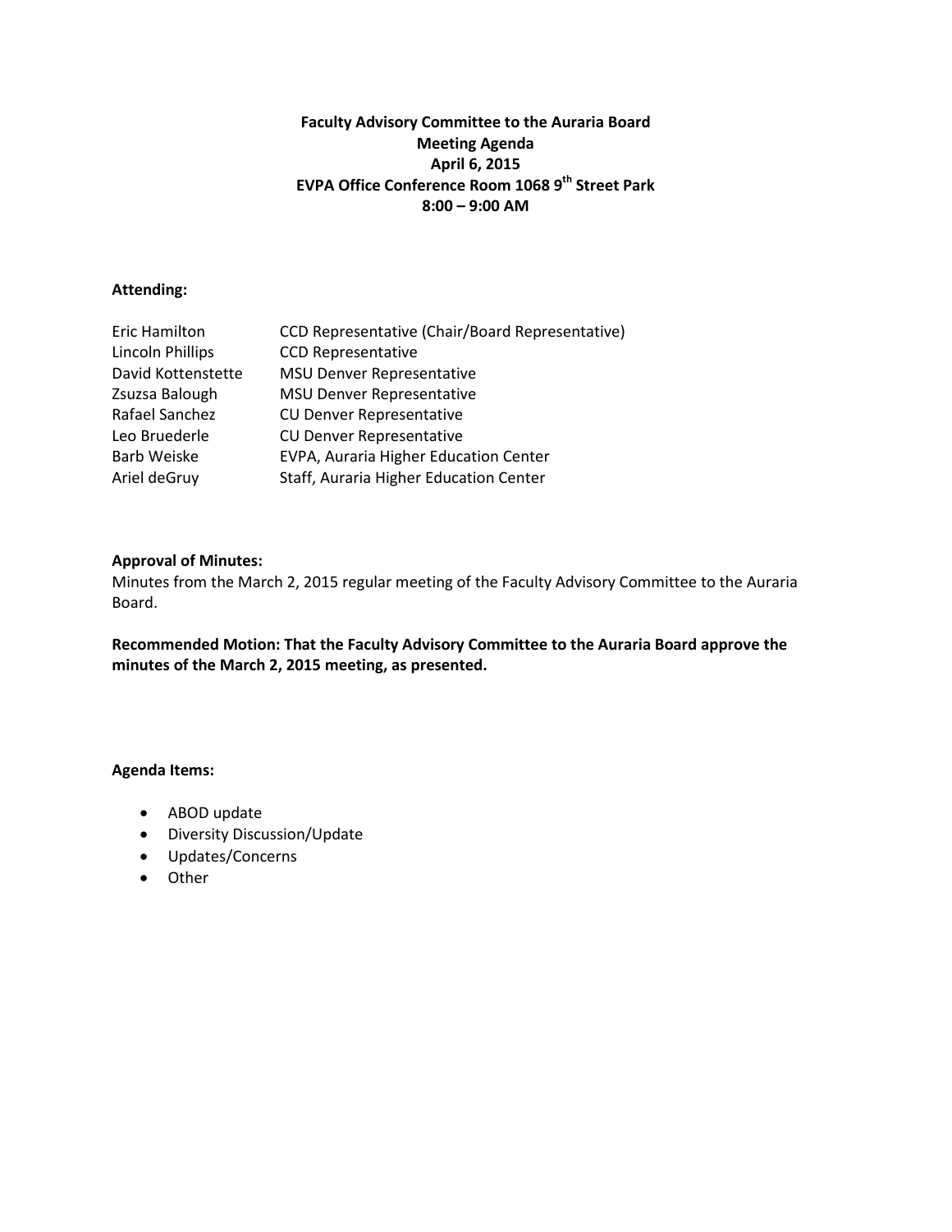**Faculty Advisory Committee to the Auraria Board**
**Meeting Agenda**
**April 6, 2015**
**EVPA Office Conference Room 1068 9th Street Park**
**8:00 – 9:00 AM**

**Attending:**

| | |
|---|---|
| Eric Hamilton | CCD Representative (Chair/Board Representative) |
| Lincoln Phillips | CCD Representative |
| David Kottenstette | MSU Denver Representative |
| Zsuzsa Balough | MSU Denver Representative |
| Rafael Sanchez | CU Denver Representative |
| Leo Bruederle | CU Denver Representative |
| Barb Weiske | EVPA, Auraria Higher Education Center |
| Ariel deGruy | Staff, Auraria Higher Education Center |

**Approval of Minutes:**
Minutes from the March 2, 2015 regular meeting of the Faculty Advisory Committee to the Auraria Board.

**Recommended Motion: That the Faculty Advisory Committee to the Auraria Board approve the minutes of the March 2, 2015 meeting, as presented.**

**Agenda Items:**

- ABOD update
- Diversity Discussion/Update
- Updates/Concerns
- Other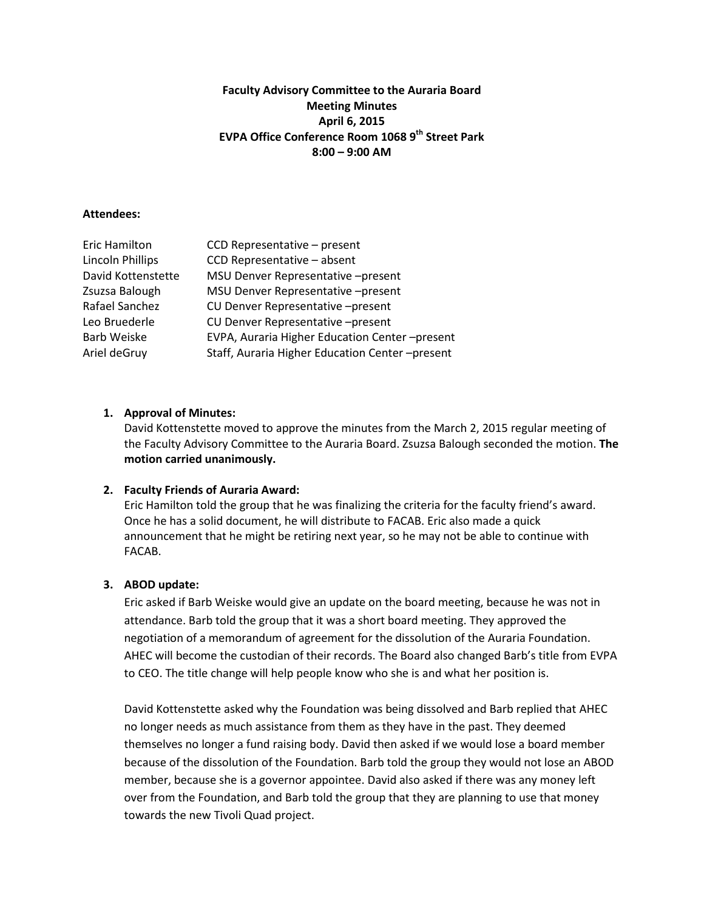**Faculty Advisory Committee to the Auraria Board**
**Meeting Minutes**
**April 6, 2015**
**EVPA Office Conference Room 1068 9th Street Park**
**8:00 – 9:00 AM**

**Attendees:**

| | |
|---|---|
| Eric Hamilton | CCD Representative – present |
| Lincoln Phillips | CCD Representative – absent |
| David Kottenstette | MSU Denver Representative –present |
| Zsuzsa Balough | MSU Denver Representative –present |
| Rafael Sanchez | CU Denver Representative –present |
| Leo Bruederle | CU Denver Representative –present |
| Barb Weiske | EVPA, Auraria Higher Education Center –present |
| Ariel deGruy | Staff, Auraria Higher Education Center –present |

1. **Approval of Minutes:**
   David Kottenstette moved to approve the minutes from the March 2, 2015 regular meeting of the Faculty Advisory Committee to the Auraria Board. Zsuzsa Balough seconded the motion. **The motion carried unanimously.**

2. **Faculty Friends of Auraria Award:**
   Eric Hamilton told the group that he was finalizing the criteria for the faculty friend's award. Once he has a solid document, he will distribute to FACAB. Eric also made a quick announcement that he might be retiring next year, so he may not be able to continue with FACAB.

3. **ABOD update:**
   Eric asked if Barb Weiske would give an update on the board meeting, because he was not in attendance. Barb told the group that it was a short board meeting. They approved the negotiation of a memorandum of agreement for the dissolution of the Auraria Foundation. AHEC will become the custodian of their records. The Board also changed Barb's title from EVPA to CEO. The title change will help people know who she is and what her position is.

   David Kottenstette asked why the Foundation was being dissolved and Barb replied that AHEC no longer needs as much assistance from them as they have in the past. They deemed themselves no longer a fund raising body. David then asked if we would lose a board member because of the dissolution of the Foundation. Barb told the group they would not lose an ABOD member, because she is a governor appointee. David also asked if there was any money left over from the Foundation, and Barb told the group that they are planning to use that money towards the new Tivoli Quad project.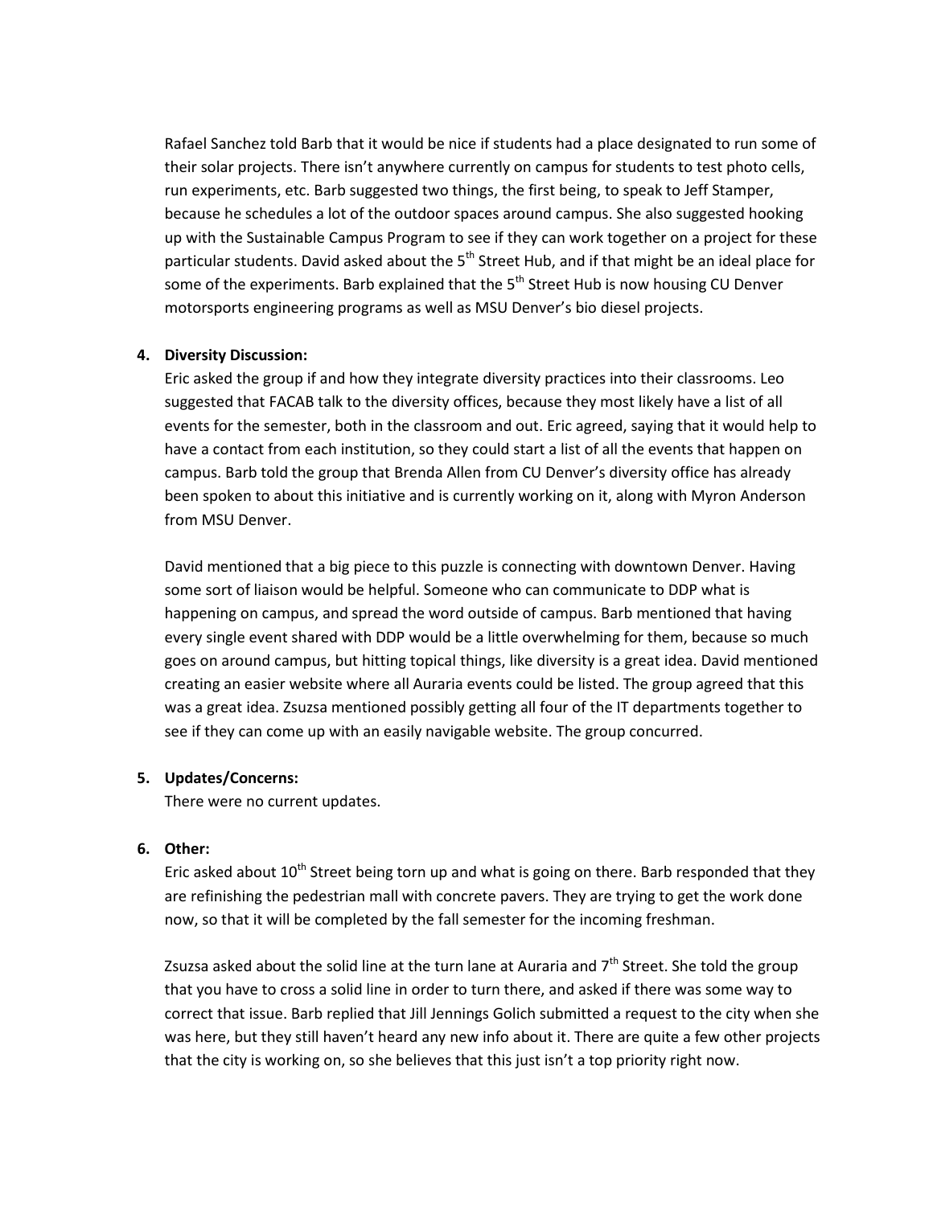Rafael Sanchez told Barb that it would be nice if students had a place designated to run some of their solar projects. There isn't anywhere currently on campus for students to test photo cells, run experiments, etc. Barb suggested two things, the first being, to speak to Jeff Stamper, because he schedules a lot of the outdoor spaces around campus. She also suggested hooking up with the Sustainable Campus Program to see if they can work together on a project for these particular students. David asked about the 5th Street Hub, and if that might be an ideal place for some of the experiments. Barb explained that the 5th Street Hub is now housing CU Denver motorsports engineering programs as well as MSU Denver's bio diesel projects.

4. **Diversity Discussion:**
   Eric asked the group if and how they integrate diversity practices into their classrooms. Leo suggested that FACAB talk to the diversity offices, because they most likely have a list of all events for the semester, both in the classroom and out. Eric agreed, saying that it would help to have a contact from each institution, so they could start a list of all the events that happen on campus. Barb told the group that Brenda Allen from CU Denver's diversity office has already been spoken to about this initiative and is currently working on it, along with Myron Anderson from MSU Denver.

   David mentioned that a big piece to this puzzle is connecting with downtown Denver. Having some sort of liaison would be helpful. Someone who can communicate to DDP what is happening on campus, and spread the word outside of campus. Barb mentioned that having every single event shared with DDP would be a little overwhelming for them, because so much goes on around campus, but hitting topical things, like diversity is a great idea. David mentioned creating an easier website where all Auraria events could be listed. The group agreed that this was a great idea. Zsuzsa mentioned possibly getting all four of the IT departments together to see if they can come up with an easily navigable website. The group concurred.

5. **Updates/Concerns:**
   There were no current updates.

6. **Other:**
   Eric asked about 10th Street being torn up and what is going on there. Barb responded that they are refinishing the pedestrian mall with concrete pavers. They are trying to get the work done now, so that it will be completed by the fall semester for the incoming freshman.

   Zsuzsa asked about the solid line at the turn lane at Auraria and 7th Street. She told the group that you have to cross a solid line in order to turn there, and asked if there was some way to correct that issue. Barb replied that Jill Jennings Golich submitted a request to the city when she was here, but they still haven't heard any new info about it. There are quite a few other projects that the city is working on, so she believes that this just isn't a top priority right now.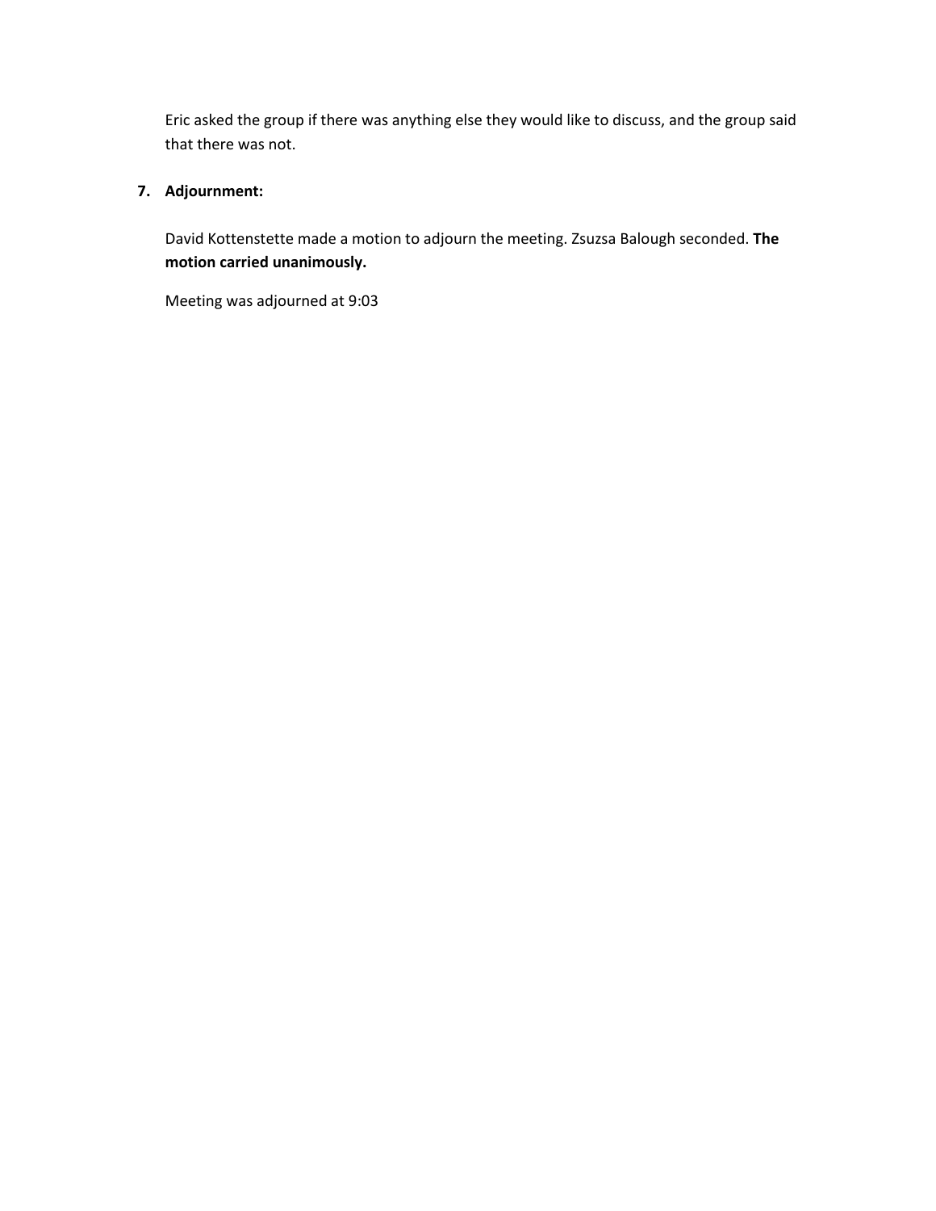Eric asked the group if there was anything else they would like to discuss, and the group said that there was not.

**7. Adjournment:**

David Kottenstette made a motion to adjourn the meeting. Zsuzsa Balough seconded. **The motion carried unanimously.**

Meeting was adjourned at 9:03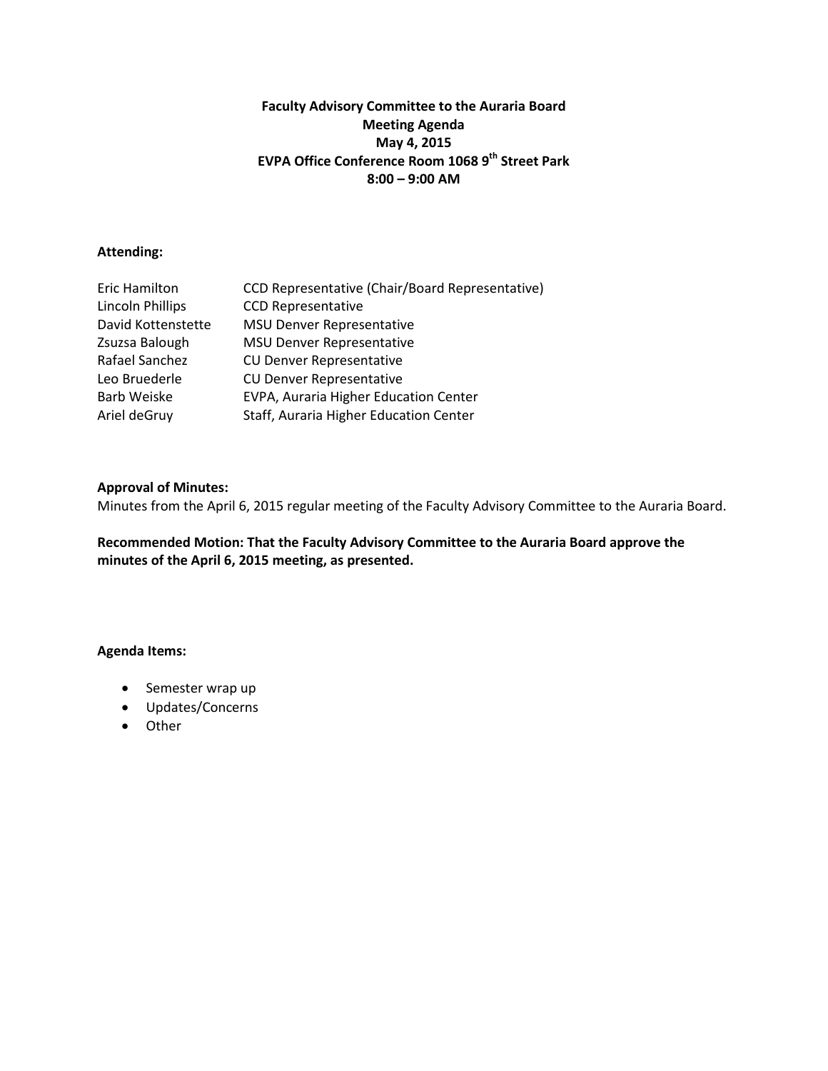**Faculty Advisory Committee to the Auraria Board**
**Meeting Agenda**
**May 4, 2015**
**EVPA Office Conference Room 1068 9th Street Park**
**8:00 – 9:00 AM**

**Attending:**

| | |
|---|---|
| Eric Hamilton | CCD Representative (Chair/Board Representative) |
| Lincoln Phillips | CCD Representative |
| David Kottenstette | MSU Denver Representative |
| Zsuzsa Balough | MSU Denver Representative |
| Rafael Sanchez | CU Denver Representative |
| Leo Bruederle | CU Denver Representative |
| Barb Weiske | EVPA, Auraria Higher Education Center |
| Ariel deGruy | Staff, Auraria Higher Education Center |

**Approval of Minutes:**
Minutes from the April 6, 2015 regular meeting of the Faculty Advisory Committee to the Auraria Board.

**Recommended Motion: That the Faculty Advisory Committee to the Auraria Board approve the minutes of the April 6, 2015 meeting, as presented.**

**Agenda Items:**

- Semester wrap up
- Updates/Concerns
- Other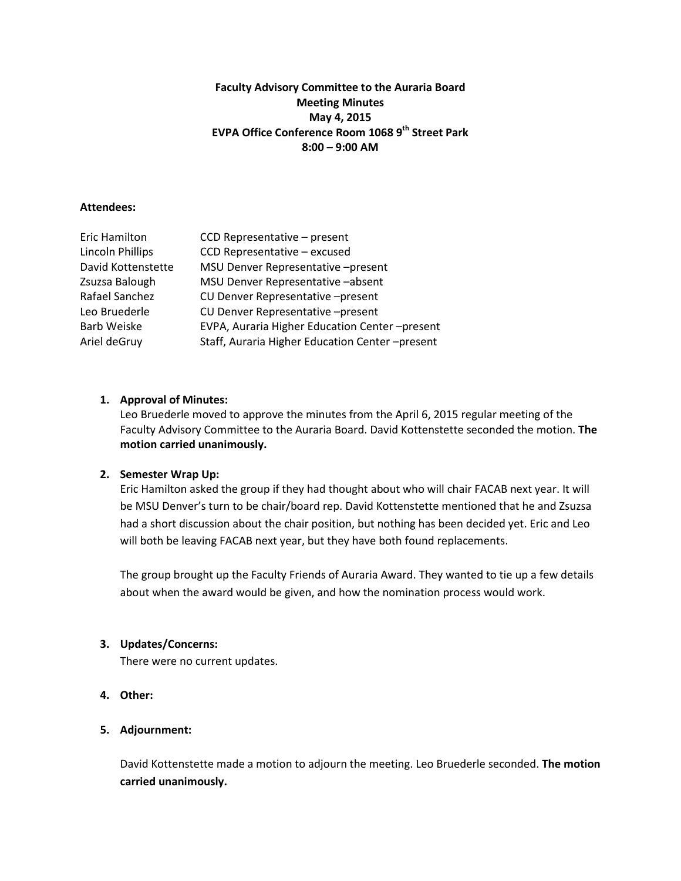**Faculty Advisory Committee to the Auraria Board**
**Meeting Minutes**
**May 4, 2015**
**EVPA Office Conference Room 1068 9th Street Park**
**8:00 – 9:00 AM**

**Attendees:**

| | |
|---|---|
| Eric Hamilton | CCD Representative – present |
| Lincoln Phillips | CCD Representative – excused |
| David Kottenstette | MSU Denver Representative –present |
| Zsuzsa Balough | MSU Denver Representative –absent |
| Rafael Sanchez | CU Denver Representative –present |
| Leo Bruederle | CU Denver Representative –present |
| Barb Weiske | EVPA, Auraria Higher Education Center –present |
| Ariel deGruy | Staff, Auraria Higher Education Center –present |

1. **Approval of Minutes:**
   Leo Bruederle moved to approve the minutes from the April 6, 2015 regular meeting of the Faculty Advisory Committee to the Auraria Board. David Kottenstette seconded the motion. **The motion carried unanimously.**

2. **Semester Wrap Up:**
   Eric Hamilton asked the group if they had thought about who will chair FACAB next year. It will be MSU Denver's turn to be chair/board rep. David Kottenstette mentioned that he and Zsuzsa had a short discussion about the chair position, but nothing has been decided yet. Eric and Leo will both be leaving FACAB next year, but they have both found replacements.

   The group brought up the Faculty Friends of Auraria Award. They wanted to tie up a few details about when the award would be given, and how the nomination process would work.

3. **Updates/Concerns:**
   There were no current updates.

4. **Other:**

5. **Adjournment:**

   David Kottenstette made a motion to adjourn the meeting. Leo Bruederle seconded. **The motion carried unanimously.**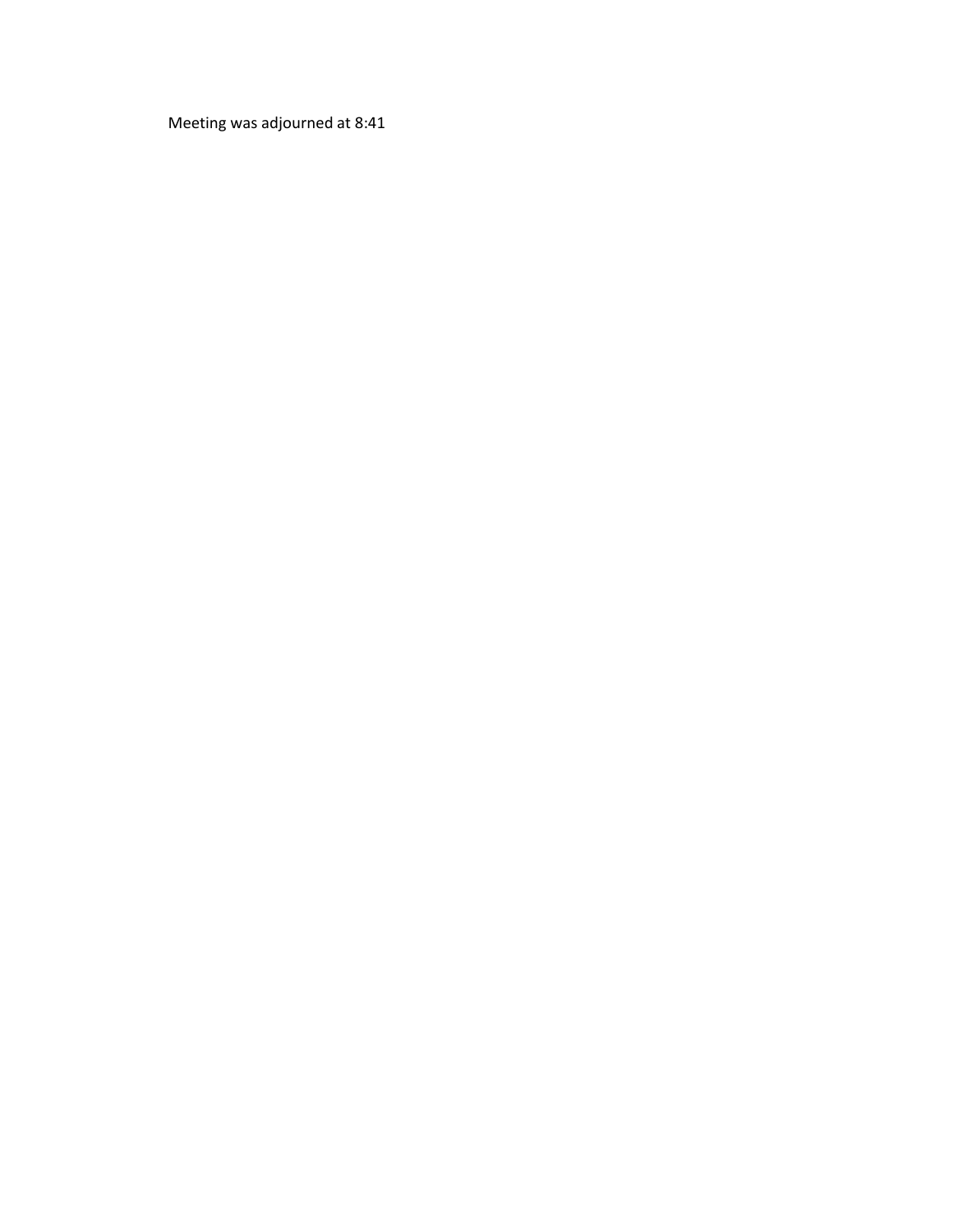Meeting was adjourned at 8:41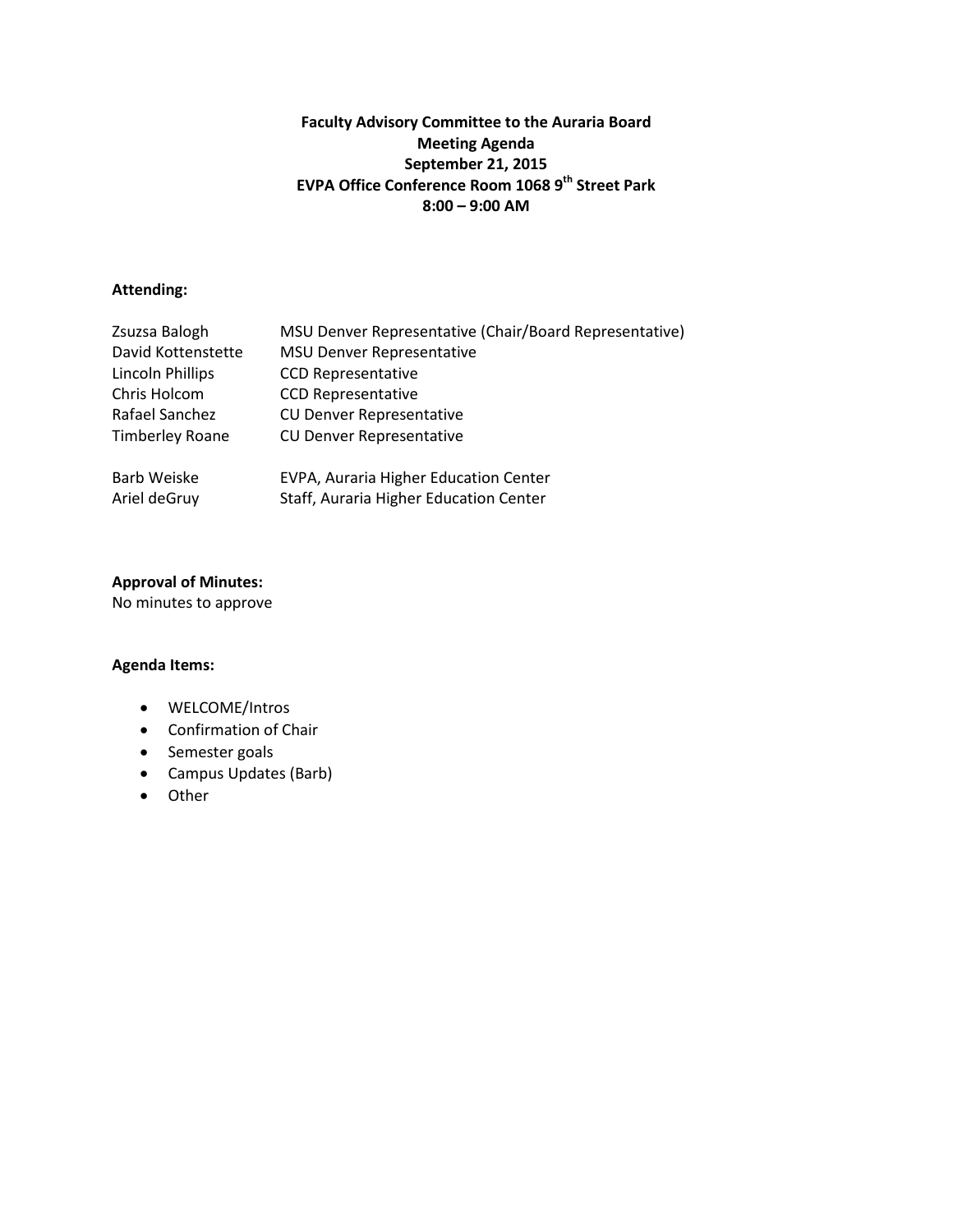**Faculty Advisory Committee to the Auraria Board**
**Meeting Agenda**
**September 21, 2015**
**EVPA Office Conference Room 1068 9th Street Park**
**8:00 – 9:00 AM**

**Attending:**

| | |
|---|---|
| Zsuzsa Balogh | MSU Denver Representative (Chair/Board Representative) |
| David Kottenstette | MSU Denver Representative |
| Lincoln Phillips | CCD Representative |
| Chris Holcom | CCD Representative |
| Rafael Sanchez | CU Denver Representative |
| Timberley Roane | CU Denver Representative |
| Barb Weiske | EVPA, Auraria Higher Education Center |
| Ariel deGruy | Staff, Auraria Higher Education Center |

**Approval of Minutes:**
No minutes to approve

**Agenda Items:**

- WELCOME/Intros
- Confirmation of Chair
- Semester goals
- Campus Updates (Barb)
- Other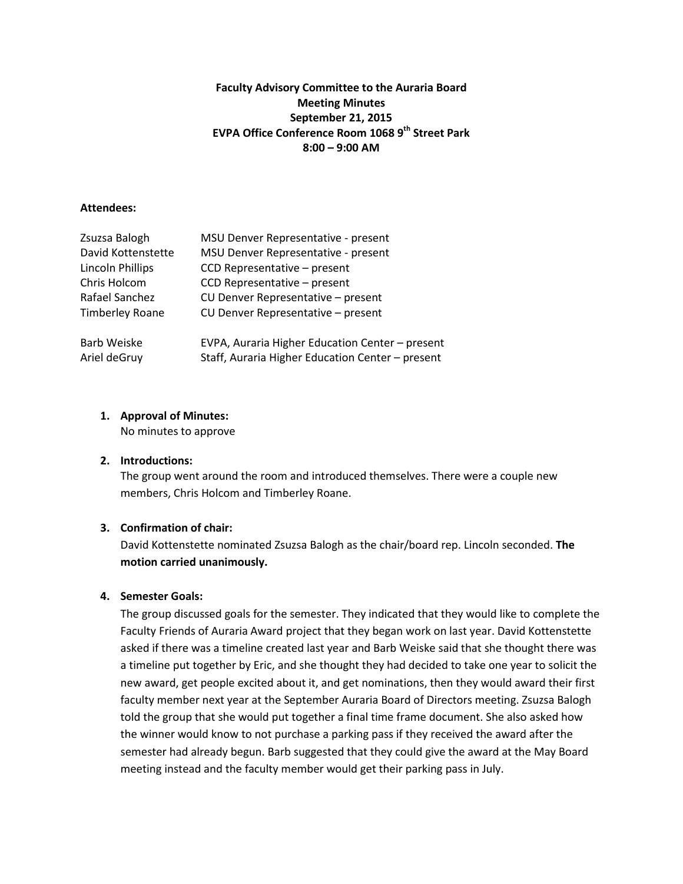**Faculty Advisory Committee to the Auraria Board**
**Meeting Minutes**
**September 21, 2015**
**EVPA Office Conference Room 1068 9th Street Park**
**8:00 – 9:00 AM**

**Attendees:**

| | |
|---|---|
| Zsuzsa Balogh | MSU Denver Representative - present |
| David Kottenstette | MSU Denver Representative - present |
| Lincoln Phillips | CCD Representative – present |
| Chris Holcom | CCD Representative – present |
| Rafael Sanchez | CU Denver Representative – present |
| Timberley Roane | CU Denver Representative – present |
| Barb Weiske | EVPA, Auraria Higher Education Center – present |
| Ariel deGruy | Staff, Auraria Higher Education Center – present |

1. **Approval of Minutes:**
   No minutes to approve

2. **Introductions:**
   The group went around the room and introduced themselves. There were a couple new members, Chris Holcom and Timberley Roane.

3. **Confirmation of chair:**
   David Kottenstette nominated Zsuzsa Balogh as the chair/board rep. Lincoln seconded. **The motion carried unanimously.**

4. **Semester Goals:**
   The group discussed goals for the semester. They indicated that they would like to complete the Faculty Friends of Auraria Award project that they began work on last year. David Kottenstette asked if there was a timeline created last year and Barb Weiske said that she thought there was a timeline put together by Eric, and she thought they had decided to take one year to solicit the new award, get people excited about it, and get nominations, then they would award their first faculty member next year at the September Auraria Board of Directors meeting. Zsuzsa Balogh told the group that she would put together a final time frame document. She also asked how the winner would know to not purchase a parking pass if they received the award after the semester had already begun. Barb suggested that they could give the award at the May Board meeting instead and the faculty member would get their parking pass in July.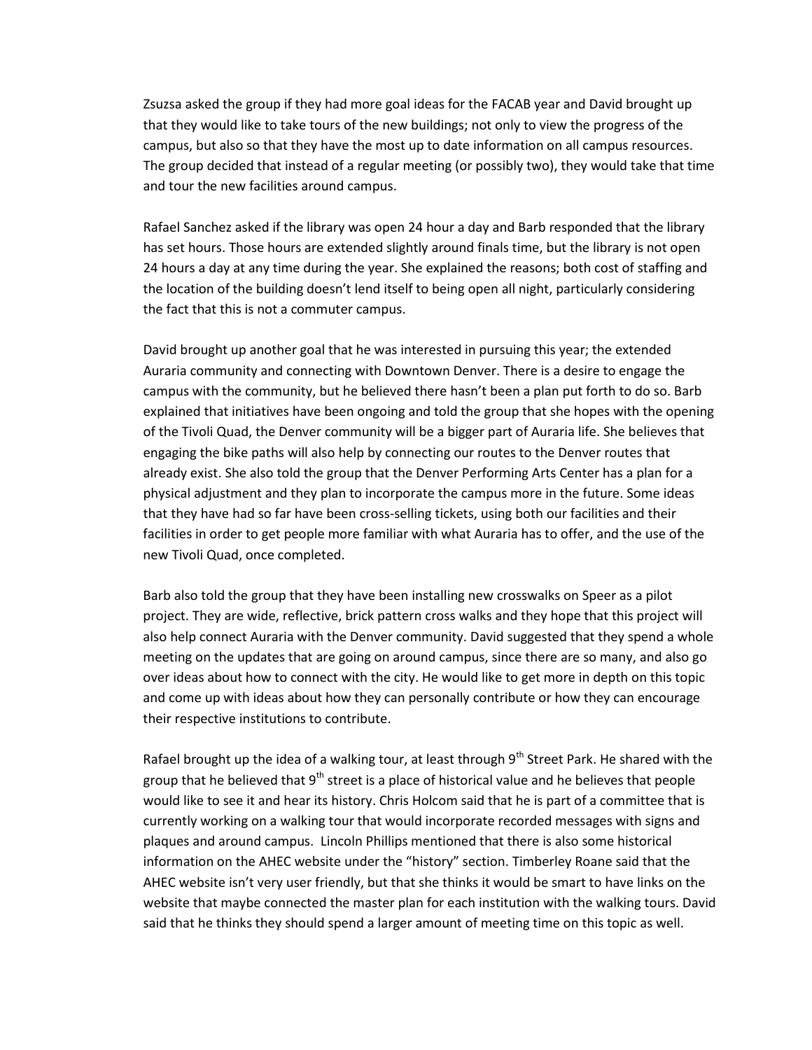Zsuzsa asked the group if they had more goal ideas for the FACAB year and David brought up that they would like to take tours of the new buildings; not only to view the progress of the campus, but also so that they have the most up to date information on all campus resources. The group decided that instead of a regular meeting (or possibly two), they would take that time and tour the new facilities around campus.

Rafael Sanchez asked if the library was open 24 hour a day and Barb responded that the library has set hours. Those hours are extended slightly around finals time, but the library is not open 24 hours a day at any time during the year. She explained the reasons; both cost of staffing and the location of the building doesn't lend itself to being open all night, particularly considering the fact that this is not a commuter campus.

David brought up another goal that he was interested in pursuing this year; the extended Auraria community and connecting with Downtown Denver. There is a desire to engage the campus with the community, but he believed there hasn't been a plan put forth to do so. Barb explained that initiatives have been ongoing and told the group that she hopes with the opening of the Tivoli Quad, the Denver community will be a bigger part of Auraria life. She believes that engaging the bike paths will also help by connecting our routes to the Denver routes that already exist. She also told the group that the Denver Performing Arts Center has a plan for a physical adjustment and they plan to incorporate the campus more in the future. Some ideas that they have had so far have been cross-selling tickets, using both our facilities and their facilities in order to get people more familiar with what Auraria has to offer, and the use of the new Tivoli Quad, once completed.

Barb also told the group that they have been installing new crosswalks on Speer as a pilot project. They are wide, reflective, brick pattern cross walks and they hope that this project will also help connect Auraria with the Denver community. David suggested that they spend a whole meeting on the updates that are going on around campus, since there are so many, and also go over ideas about how to connect with the city. He would like to get more in depth on this topic and come up with ideas about how they can personally contribute or how they can encourage their respective institutions to contribute.

Rafael brought up the idea of a walking tour, at least through 9th Street Park. He shared with the group that he believed that 9th street is a place of historical value and he believes that people would like to see it and hear its history. Chris Holcom said that he is part of a committee that is currently working on a walking tour that would incorporate recorded messages with signs and plaques and around campus. Lincoln Phillips mentioned that there is also some historical information on the AHEC website under the "history" section. Timberley Roane said that the AHEC website isn't very user friendly, but that she thinks it would be smart to have links on the website that maybe connected the master plan for each institution with the walking tours. David said that he thinks they should spend a larger amount of meeting time on this topic as well.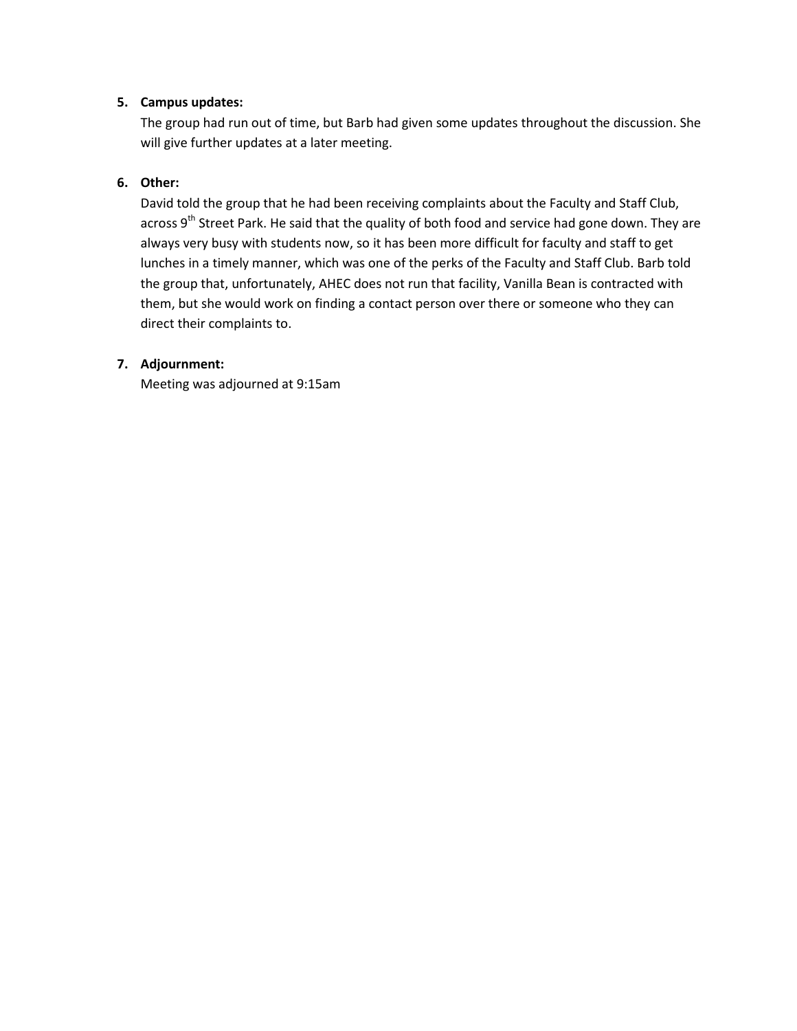5. **Campus updates:**
   The group had run out of time, but Barb had given some updates throughout the discussion. She will give further updates at a later meeting.

6. **Other:**
   David told the group that he had been receiving complaints about the Faculty and Staff Club, across 9th Street Park. He said that the quality of both food and service had gone down. They are always very busy with students now, so it has been more difficult for faculty and staff to get lunches in a timely manner, which was one of the perks of the Faculty and Staff Club. Barb told the group that, unfortunately, AHEC does not run that facility, Vanilla Bean is contracted with them, but she would work on finding a contact person over there or someone who they can direct their complaints to.

7. **Adjournment:**
   Meeting was adjourned at 9:15am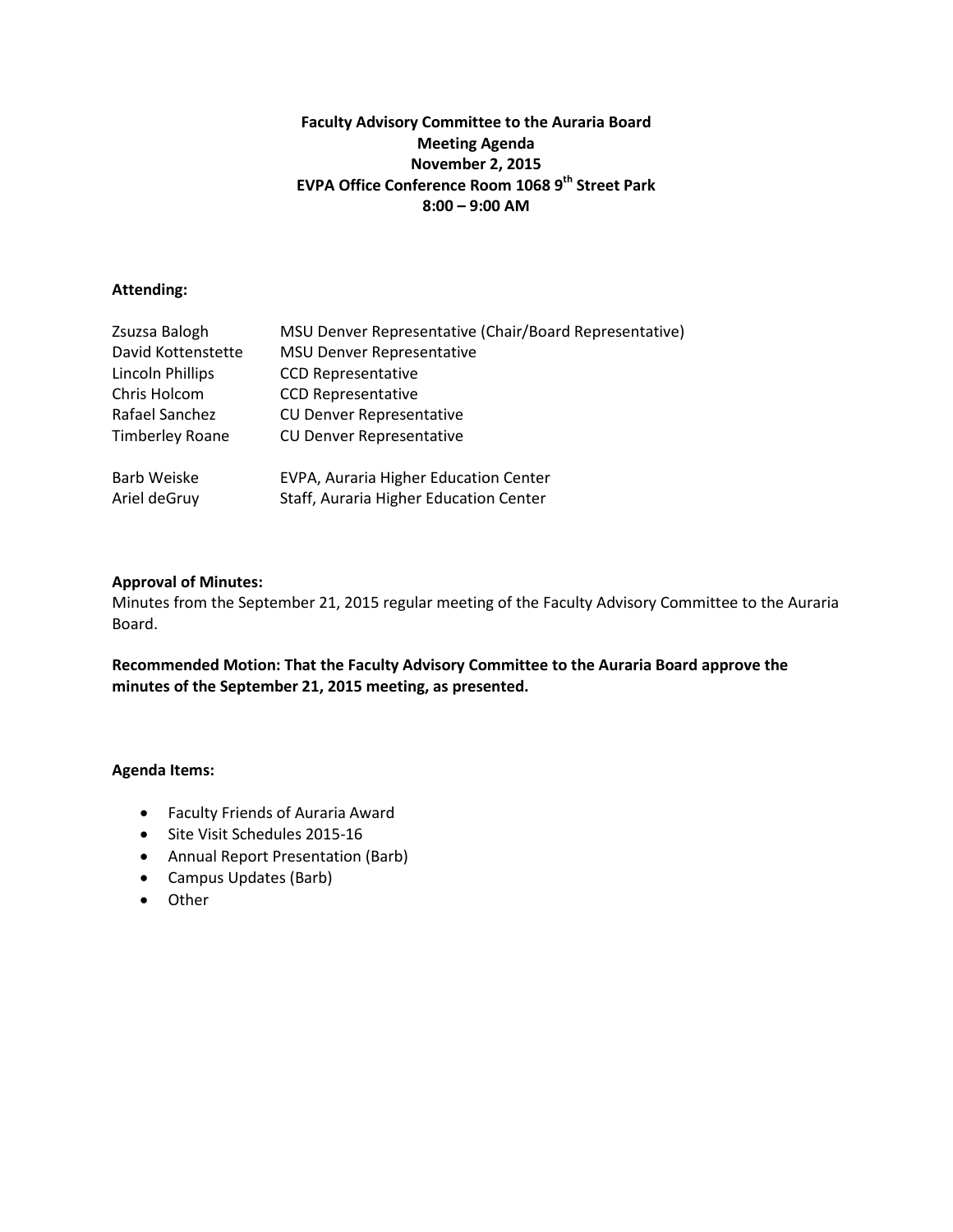**Faculty Advisory Committee to the Auraria Board**
**Meeting Agenda**
**November 2, 2015**
**EVPA Office Conference Room 1068 9th Street Park**
**8:00 – 9:00 AM**

**Attending:**

| | |
|---|---|
| Zsuzsa Balogh | MSU Denver Representative (Chair/Board Representative) |
| David Kottenstette | MSU Denver Representative |
| Lincoln Phillips | CCD Representative |
| Chris Holcom | CCD Representative |
| Rafael Sanchez | CU Denver Representative |
| Timberley Roane | CU Denver Representative |
| Barb Weiske | EVPA, Auraria Higher Education Center |
| Ariel deGruy | Staff, Auraria Higher Education Center |

**Approval of Minutes:**
Minutes from the September 21, 2015 regular meeting of the Faculty Advisory Committee to the Auraria Board.

**Recommended Motion: That the Faculty Advisory Committee to the Auraria Board approve the minutes of the September 21, 2015 meeting, as presented.**

**Agenda Items:**

- Faculty Friends of Auraria Award
- Site Visit Schedules 2015-16
- Annual Report Presentation (Barb)
- Campus Updates (Barb)
- Other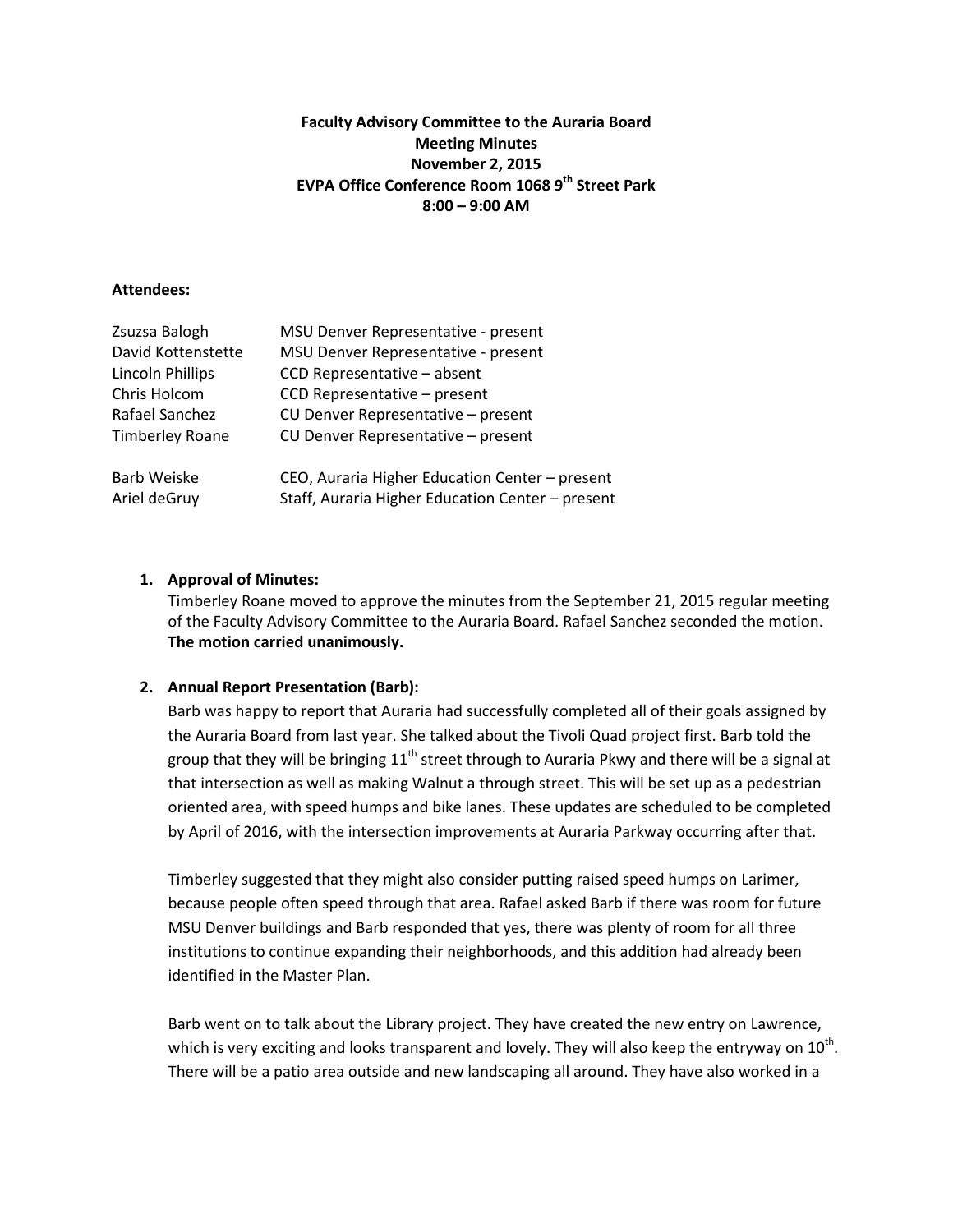**Faculty Advisory Committee to the Auraria Board**
**Meeting Minutes**
**November 2, 2015**
**EVPA Office Conference Room 1068 9th Street Park**
**8:00 – 9:00 AM**

**Attendees:**

| | |
|---|---|
| Zsuzsa Balogh | MSU Denver Representative - present |
| David Kottenstette | MSU Denver Representative - present |
| Lincoln Phillips | CCD Representative – absent |
| Chris Holcom | CCD Representative – present |
| Rafael Sanchez | CU Denver Representative – present |
| Timberley Roane | CU Denver Representative – present |
| Barb Weiske | CEO, Auraria Higher Education Center – present |
| Ariel deGruy | Staff, Auraria Higher Education Center – present |

1. **Approval of Minutes:**
   Timberley Roane moved to approve the minutes from the September 21, 2015 regular meeting of the Faculty Advisory Committee to the Auraria Board. Rafael Sanchez seconded the motion. **The motion carried unanimously.**

2. **Annual Report Presentation (Barb):**
   Barb was happy to report that Auraria had successfully completed all of their goals assigned by the Auraria Board from last year. She talked about the Tivoli Quad project first. Barb told the group that they will be bringing 11th street through to Auraria Pkwy and there will be a signal at that intersection as well as making Walnut a through street. This will be set up as a pedestrian oriented area, with speed humps and bike lanes. These updates are scheduled to be completed by April of 2016, with the intersection improvements at Auraria Parkway occurring after that.

   Timberley suggested that they might also consider putting raised speed humps on Larimer, because people often speed through that area. Rafael asked Barb if there was room for future MSU Denver buildings and Barb responded that yes, there was plenty of room for all three institutions to continue expanding their neighborhoods, and this addition had already been identified in the Master Plan.

   Barb went on to talk about the Library project. They have created the new entry on Lawrence, which is very exciting and looks transparent and lovely. They will also keep the entryway on 10th. There will be a patio area outside and new landscaping all around. They have also worked in a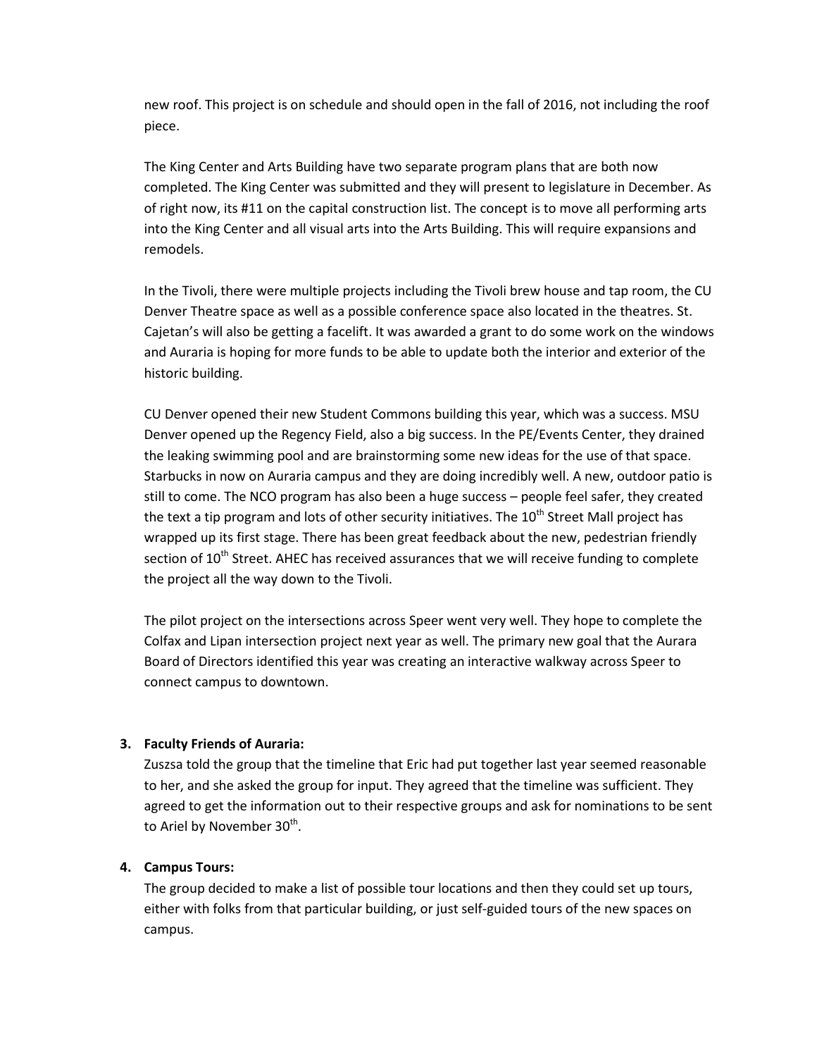new roof. This project is on schedule and should open in the fall of 2016, not including the roof piece.

The King Center and Arts Building have two separate program plans that are both now completed. The King Center was submitted and they will present to legislature in December. As of right now, its #11 on the capital construction list. The concept is to move all performing arts into the King Center and all visual arts into the Arts Building. This will require expansions and remodels.

In the Tivoli, there were multiple projects including the Tivoli brew house and tap room, the CU Denver Theatre space as well as a possible conference space also located in the theatres. St. Cajetan's will also be getting a facelift. It was awarded a grant to do some work on the windows and Auraria is hoping for more funds to be able to update both the interior and exterior of the historic building.

CU Denver opened their new Student Commons building this year, which was a success. MSU Denver opened up the Regency Field, also a big success. In the PE/Events Center, they drained the leaking swimming pool and are brainstorming some new ideas for the use of that space. Starbucks in now on Auraria campus and they are doing incredibly well. A new, outdoor patio is still to come. The NCO program has also been a huge success – people feel safer, they created the text a tip program and lots of other security initiatives. The 10th Street Mall project has wrapped up its first stage. There has been great feedback about the new, pedestrian friendly section of 10th Street. AHEC has received assurances that we will receive funding to complete the project all the way down to the Tivoli.

The pilot project on the intersections across Speer went very well. They hope to complete the Colfax and Lipan intersection project next year as well. The primary new goal that the Aurara Board of Directors identified this year was creating an interactive walkway across Speer to connect campus to downtown.

3. **Faculty Friends of Auraria:**
   Zuszsa told the group that the timeline that Eric had put together last year seemed reasonable to her, and she asked the group for input. They agreed that the timeline was sufficient. They agreed to get the information out to their respective groups and ask for nominations to be sent to Ariel by November 30th.

4. **Campus Tours:**
   The group decided to make a list of possible tour locations and then they could set up tours, either with folks from that particular building, or just self-guided tours of the new spaces on campus.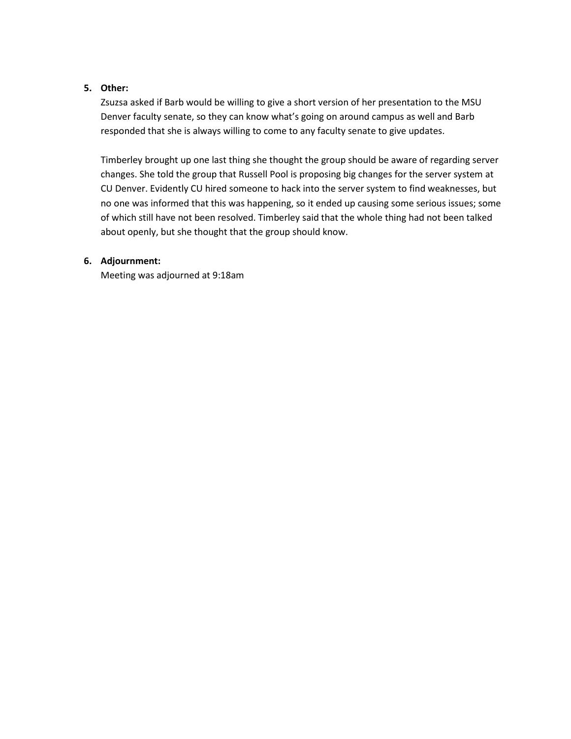5. **Other:**

   Zsuzsa asked if Barb would be willing to give a short version of her presentation to the MSU Denver faculty senate, so they can know what's going on around campus as well and Barb responded that she is always willing to come to any faculty senate to give updates.

   Timberley brought up one last thing she thought the group should be aware of regarding server changes. She told the group that Russell Pool is proposing big changes for the server system at CU Denver. Evidently CU hired someone to hack into the server system to find weaknesses, but no one was informed that this was happening, so it ended up causing some serious issues; some of which still have not been resolved. Timberley said that the whole thing had not been talked about openly, but she thought that the group should know.

6. **Adjournment:**

   Meeting was adjourned at 9:18am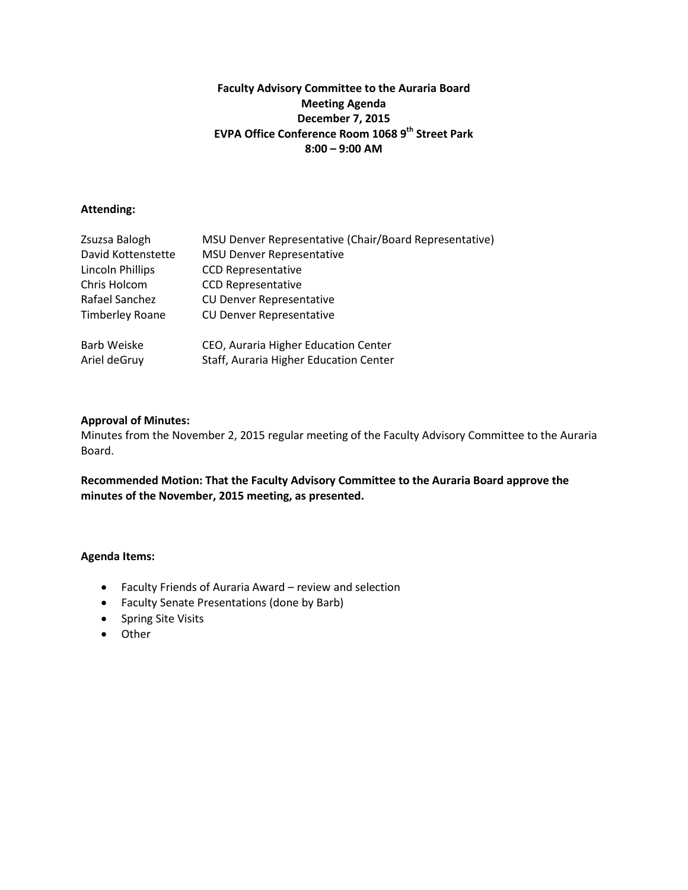**Faculty Advisory Committee to the Auraria Board**
**Meeting Agenda**
**December 7, 2015**
**EVPA Office Conference Room 1068 9th Street Park**
**8:00 – 9:00 AM**

**Attending:**

| | |
|---|---|
| Zsuzsa Balogh | MSU Denver Representative (Chair/Board Representative) |
| David Kottenstette | MSU Denver Representative |
| Lincoln Phillips | CCD Representative |
| Chris Holcom | CCD Representative |
| Rafael Sanchez | CU Denver Representative |
| Timberley Roane | CU Denver Representative |
| Barb Weiske | CEO, Auraria Higher Education Center |
| Ariel deGruy | Staff, Auraria Higher Education Center |

**Approval of Minutes:**
Minutes from the November 2, 2015 regular meeting of the Faculty Advisory Committee to the Auraria Board.

**Recommended Motion: That the Faculty Advisory Committee to the Auraria Board approve the minutes of the November, 2015 meeting, as presented.**

**Agenda Items:**

- Faculty Friends of Auraria Award – review and selection
- Faculty Senate Presentations (done by Barb)
- Spring Site Visits
- Other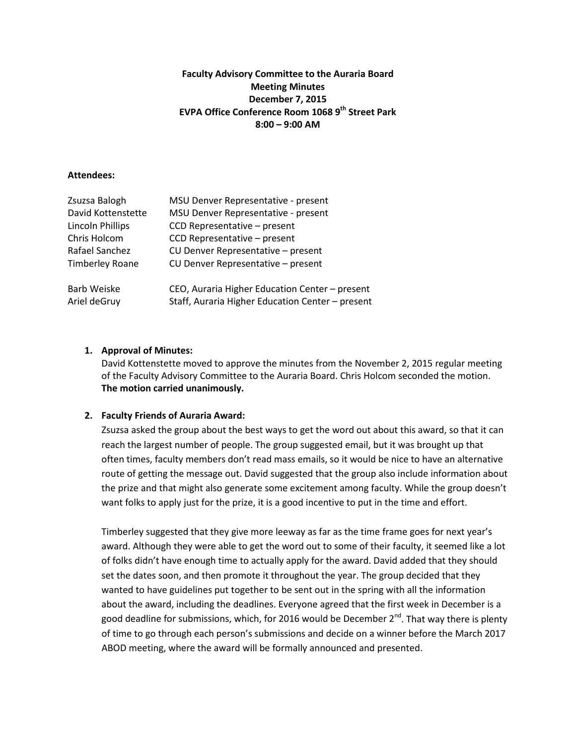**Faculty Advisory Committee to the Auraria Board**
**Meeting Minutes**
**December 7, 2015**
**EVPA Office Conference Room 1068 9th Street Park**
**8:00 – 9:00 AM**

**Attendees:**

| | |
|---|---|
| Zsuzsa Balogh | MSU Denver Representative - present |
| David Kottenstette | MSU Denver Representative - present |
| Lincoln Phillips | CCD Representative – present |
| Chris Holcom | CCD Representative – present |
| Rafael Sanchez | CU Denver Representative – present |
| Timberley Roane | CU Denver Representative – present |
| Barb Weiske | CEO, Auraria Higher Education Center – present |
| Ariel deGruy | Staff, Auraria Higher Education Center – present |

1. **Approval of Minutes:**
   David Kottenstette moved to approve the minutes from the November 2, 2015 regular meeting of the Faculty Advisory Committee to the Auraria Board. Chris Holcom seconded the motion. **The motion carried unanimously.**

2. **Faculty Friends of Auraria Award:**
   Zsuzsa asked the group about the best ways to get the word out about this award, so that it can reach the largest number of people. The group suggested email, but it was brought up that often times, faculty members don't read mass emails, so it would be nice to have an alternative route of getting the message out. David suggested that the group also include information about the prize and that might also generate some excitement among faculty. While the group doesn't want folks to apply just for the prize, it is a good incentive to put in the time and effort.

   Timberley suggested that they give more leeway as far as the time frame goes for next year's award. Although they were able to get the word out to some of their faculty, it seemed like a lot of folks didn't have enough time to actually apply for the award. David added that they should set the dates soon, and then promote it throughout the year. The group decided that they wanted to have guidelines put together to be sent out in the spring with all the information about the award, including the deadlines. Everyone agreed that the first week in December is a good deadline for submissions, which, for 2016 would be December 2nd. That way there is plenty of time to go through each person's submissions and decide on a winner before the March 2017 ABOD meeting, where the award will be formally announced and presented.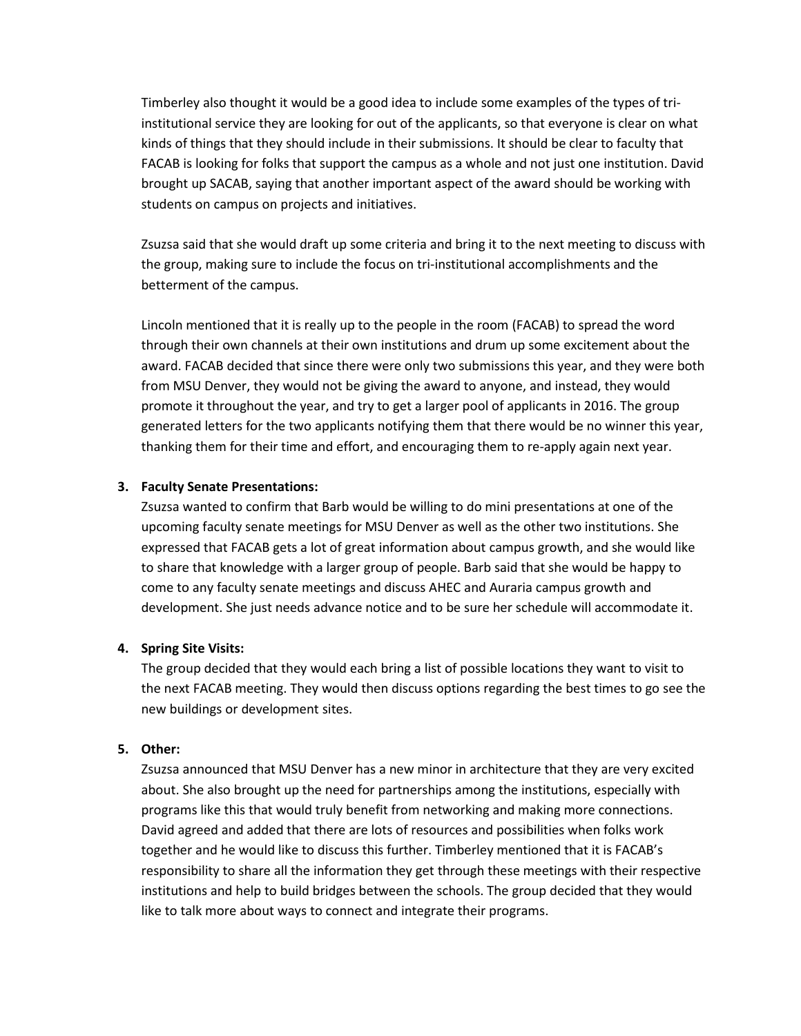Timberley also thought it would be a good idea to include some examples of the types of tri-institutional service they are looking for out of the applicants, so that everyone is clear on what kinds of things that they should include in their submissions. It should be clear to faculty that FACAB is looking for folks that support the campus as a whole and not just one institution. David brought up SACAB, saying that another important aspect of the award should be working with students on campus on projects and initiatives.

Zsuzsa said that she would draft up some criteria and bring it to the next meeting to discuss with the group, making sure to include the focus on tri-institutional accomplishments and the betterment of the campus.

Lincoln mentioned that it is really up to the people in the room (FACAB) to spread the word through their own channels at their own institutions and drum up some excitement about the award. FACAB decided that since there were only two submissions this year, and they were both from MSU Denver, they would not be giving the award to anyone, and instead, they would promote it throughout the year, and try to get a larger pool of applicants in 2016. The group generated letters for the two applicants notifying them that there would be no winner this year, thanking them for their time and effort, and encouraging them to re-apply again next year.

3. **Faculty Senate Presentations:**
   Zsuzsa wanted to confirm that Barb would be willing to do mini presentations at one of the upcoming faculty senate meetings for MSU Denver as well as the other two institutions. She expressed that FACAB gets a lot of great information about campus growth, and she would like to share that knowledge with a larger group of people. Barb said that she would be happy to come to any faculty senate meetings and discuss AHEC and Auraria campus growth and development. She just needs advance notice and to be sure her schedule will accommodate it.

4. **Spring Site Visits:**
   The group decided that they would each bring a list of possible locations they want to visit to the next FACAB meeting. They would then discuss options regarding the best times to go see the new buildings or development sites.

5. **Other:**
   Zsuzsa announced that MSU Denver has a new minor in architecture that they are very excited about. She also brought up the need for partnerships among the institutions, especially with programs like this that would truly benefit from networking and making more connections. David agreed and added that there are lots of resources and possibilities when folks work together and he would like to discuss this further. Timberley mentioned that it is FACAB's responsibility to share all the information they get through these meetings with their respective institutions and help to build bridges between the schools. The group decided that they would like to talk more about ways to connect and integrate their programs.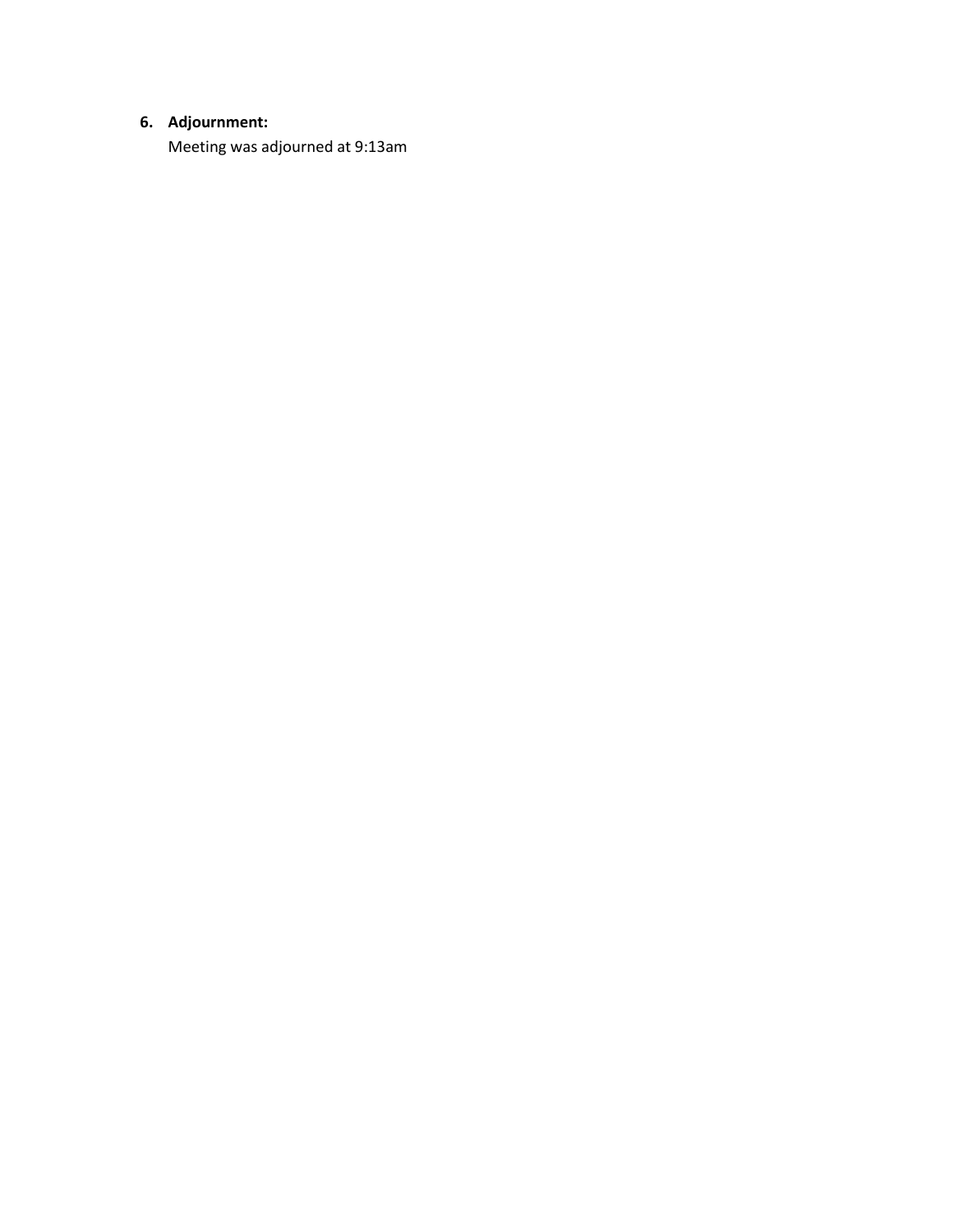6. **Adjournment:**

   Meeting was adjourned at 9:13am